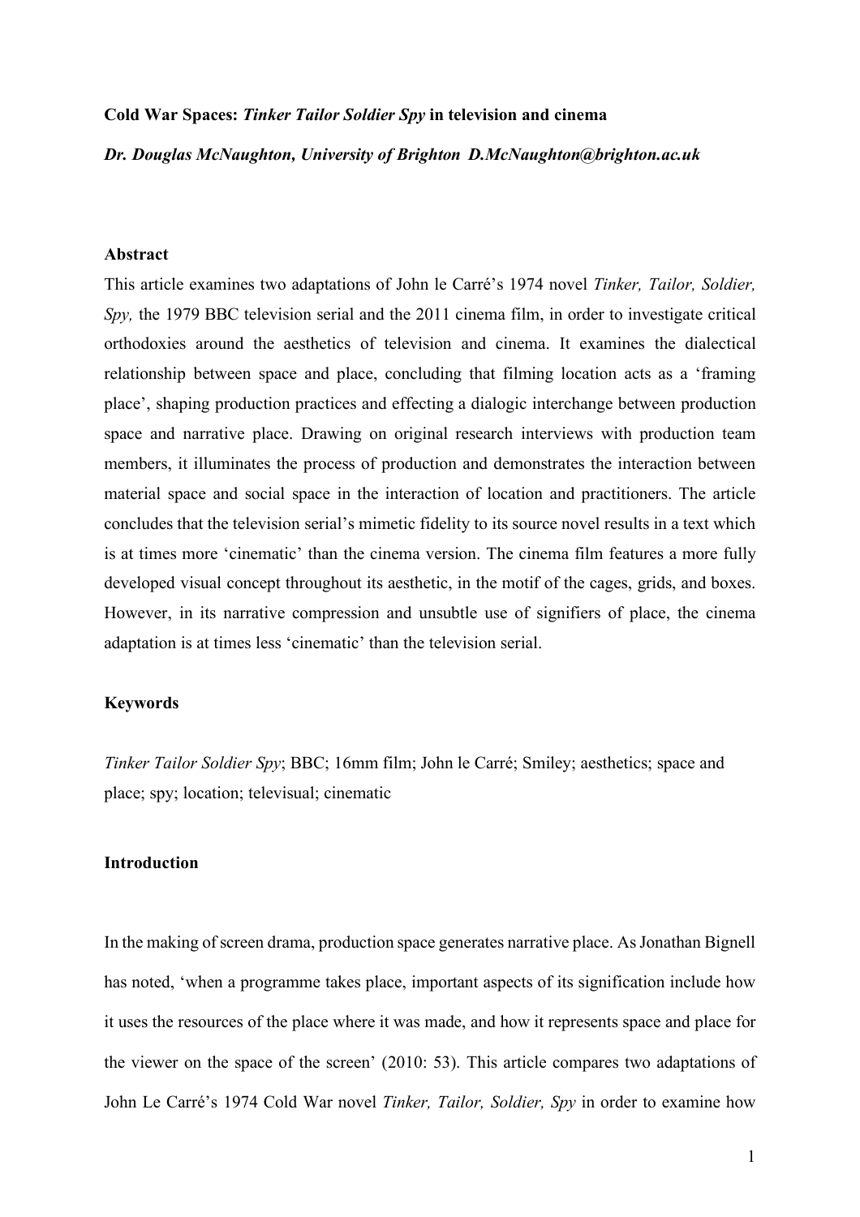**Cold War Spaces:** ***Tinker Tailor Soldier Spy*** **in television and cinema**

***Dr. Douglas McNaughton, University of Brighton D.McNaughton@brighton.ac.uk***

## Abstract

This article examines two adaptations of John le Carré's 1974 novel *Tinker, Tailor, Soldier, Spy,* the 1979 BBC television serial and the 2011 cinema film, in order to investigate critical orthodoxies around the aesthetics of television and cinema. It examines the dialectical relationship between space and place, concluding that filming location acts as a 'framing place', shaping production practices and effecting a dialogic interchange between production space and narrative place. Drawing on original research interviews with production team members, it illuminates the process of production and demonstrates the interaction between material space and social space in the interaction of location and practitioners. The article concludes that the television serial's mimetic fidelity to its source novel results in a text which is at times more 'cinematic' than the cinema version. The cinema film features a more fully developed visual concept throughout its aesthetic, in the motif of the cages, grids, and boxes. However, in its narrative compression and unsubtle use of signifiers of place, the cinema adaptation is at times less 'cinematic' than the television serial.

## Keywords

*Tinker Tailor Soldier Spy*; BBC; 16mm film; John le Carré; Smiley; aesthetics; space and place; spy; location; televisual; cinematic

## Introduction

In the making of screen drama, production space generates narrative place. As Jonathan Bignell has noted, 'when a programme takes place, important aspects of its signification include how it uses the resources of the place where it was made, and how it represents space and place for the viewer on the space of the screen' (2010: 53). This article compares two adaptations of John Le Carré's 1974 Cold War novel *Tinker, Tailor, Soldier, Spy* in order to examine how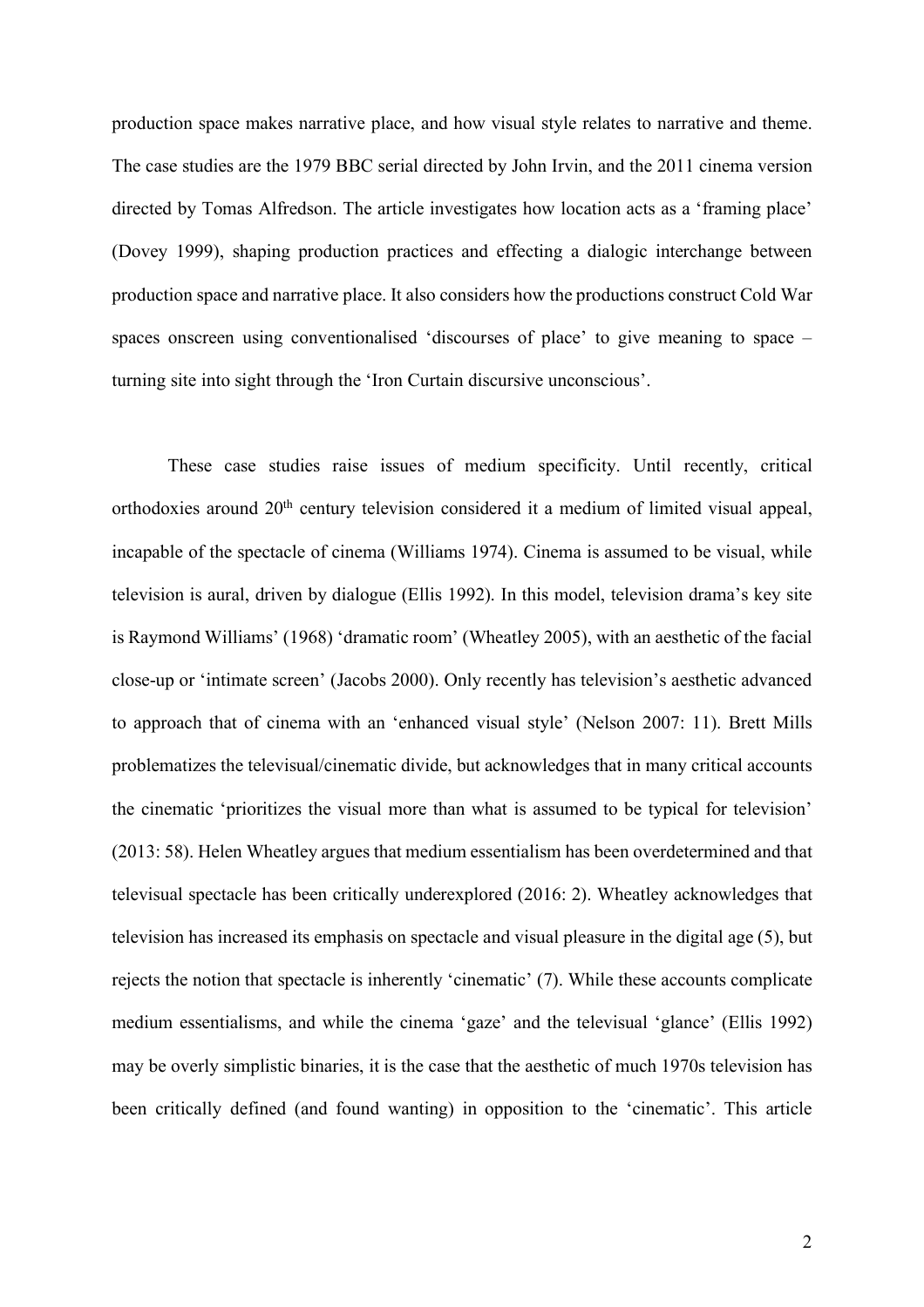production space makes narrative place, and how visual style relates to narrative and theme. The case studies are the 1979 BBC serial directed by John Irvin, and the 2011 cinema version directed by Tomas Alfredson. The article investigates how location acts as a 'framing place' (Dovey 1999), shaping production practices and effecting a dialogic interchange between production space and narrative place. It also considers how the productions construct Cold War spaces onscreen using conventionalised 'discourses of place' to give meaning to space – turning site into sight through the 'Iron Curtain discursive unconscious'.

These case studies raise issues of medium specificity. Until recently, critical orthodoxies around 20th century television considered it a medium of limited visual appeal, incapable of the spectacle of cinema (Williams 1974). Cinema is assumed to be visual, while television is aural, driven by dialogue (Ellis 1992). In this model, television drama's key site is Raymond Williams' (1968) 'dramatic room' (Wheatley 2005), with an aesthetic of the facial close-up or 'intimate screen' (Jacobs 2000). Only recently has television's aesthetic advanced to approach that of cinema with an 'enhanced visual style' (Nelson 2007: 11). Brett Mills problematizes the televisual/cinematic divide, but acknowledges that in many critical accounts the cinematic 'prioritizes the visual more than what is assumed to be typical for television' (2013: 58). Helen Wheatley argues that medium essentialism has been overdetermined and that televisual spectacle has been critically underexplored (2016: 2). Wheatley acknowledges that television has increased its emphasis on spectacle and visual pleasure in the digital age (5), but rejects the notion that spectacle is inherently 'cinematic' (7). While these accounts complicate medium essentialisms, and while the cinema 'gaze' and the televisual 'glance' (Ellis 1992) may be overly simplistic binaries, it is the case that the aesthetic of much 1970s television has been critically defined (and found wanting) in opposition to the 'cinematic'. This article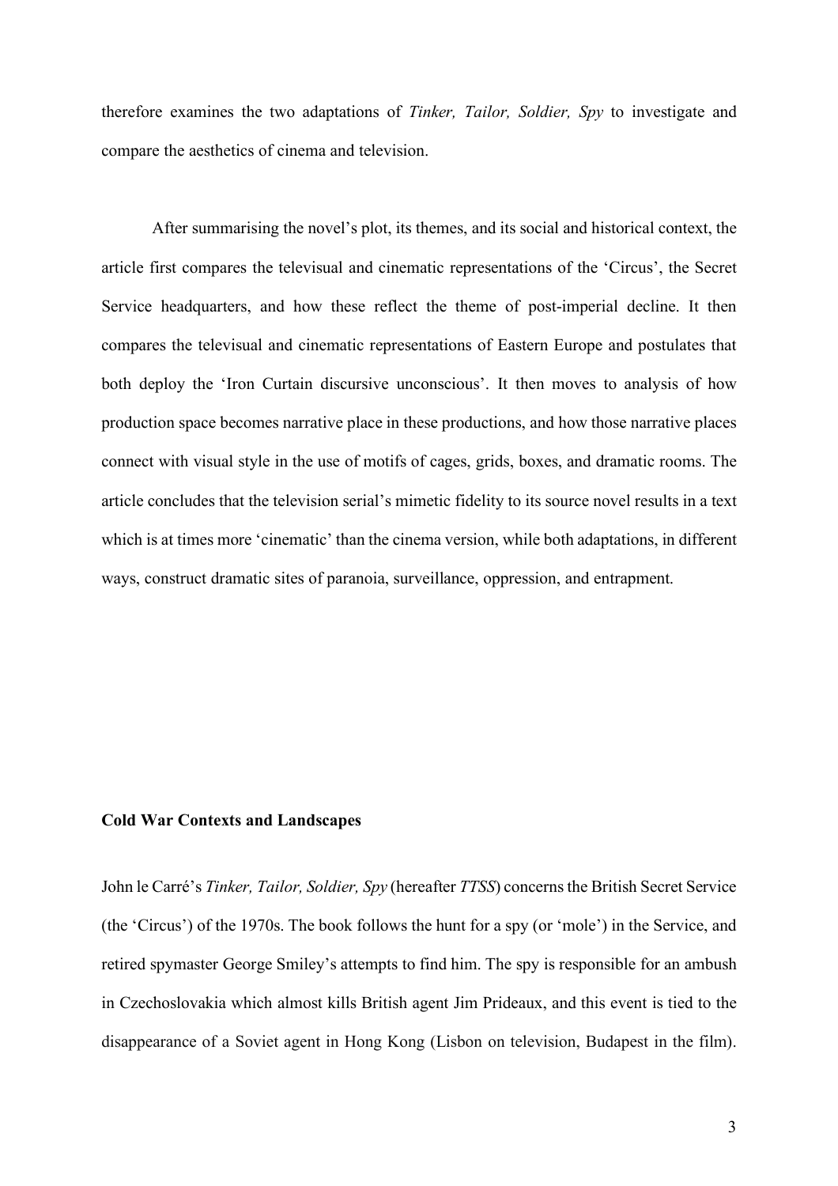therefore examines the two adaptations of *Tinker, Tailor, Soldier, Spy* to investigate and compare the aesthetics of cinema and television.

After summarising the novel's plot, its themes, and its social and historical context, the article first compares the televisual and cinematic representations of the 'Circus', the Secret Service headquarters, and how these reflect the theme of post-imperial decline. It then compares the televisual and cinematic representations of Eastern Europe and postulates that both deploy the 'Iron Curtain discursive unconscious'. It then moves to analysis of how production space becomes narrative place in these productions, and how those narrative places connect with visual style in the use of motifs of cages, grids, boxes, and dramatic rooms. The article concludes that the television serial's mimetic fidelity to its source novel results in a text which is at times more 'cinematic' than the cinema version, while both adaptations, in different ways, construct dramatic sites of paranoia, surveillance, oppression, and entrapment.

**Cold War Contexts and Landscapes**

John le Carré's *Tinker, Tailor, Soldier, Spy* (hereafter *TTSS*) concerns the British Secret Service (the 'Circus') of the 1970s. The book follows the hunt for a spy (or 'mole') in the Service, and retired spymaster George Smiley's attempts to find him. The spy is responsible for an ambush in Czechoslovakia which almost kills British agent Jim Prideaux, and this event is tied to the disappearance of a Soviet agent in Hong Kong (Lisbon on television, Budapest in the film).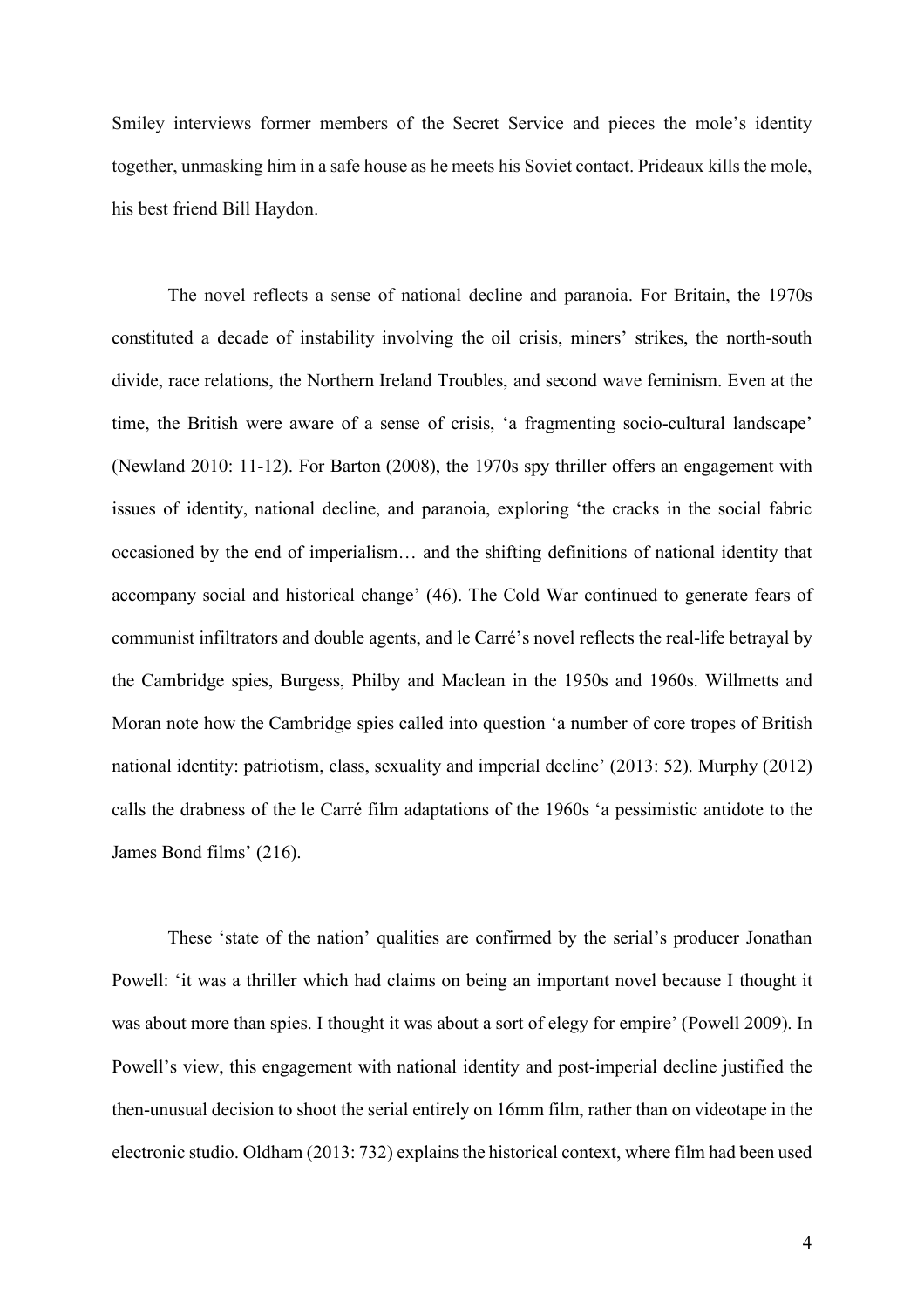Smiley interviews former members of the Secret Service and pieces the mole's identity together, unmasking him in a safe house as he meets his Soviet contact. Prideaux kills the mole, his best friend Bill Haydon.

The novel reflects a sense of national decline and paranoia. For Britain, the 1970s constituted a decade of instability involving the oil crisis, miners' strikes, the north-south divide, race relations, the Northern Ireland Troubles, and second wave feminism. Even at the time, the British were aware of a sense of crisis, 'a fragmenting socio-cultural landscape' (Newland 2010: 11-12). For Barton (2008), the 1970s spy thriller offers an engagement with issues of identity, national decline, and paranoia, exploring 'the cracks in the social fabric occasioned by the end of imperialism… and the shifting definitions of national identity that accompany social and historical change' (46). The Cold War continued to generate fears of communist infiltrators and double agents, and le Carré's novel reflects the real-life betrayal by the Cambridge spies, Burgess, Philby and Maclean in the 1950s and 1960s. Willmetts and Moran note how the Cambridge spies called into question 'a number of core tropes of British national identity: patriotism, class, sexuality and imperial decline' (2013: 52). Murphy (2012) calls the drabness of the le Carré film adaptations of the 1960s 'a pessimistic antidote to the James Bond films' (216).

These 'state of the nation' qualities are confirmed by the serial's producer Jonathan Powell: 'it was a thriller which had claims on being an important novel because I thought it was about more than spies. I thought it was about a sort of elegy for empire' (Powell 2009). In Powell's view, this engagement with national identity and post-imperial decline justified the then-unusual decision to shoot the serial entirely on 16mm film, rather than on videotape in the electronic studio. Oldham (2013: 732) explains the historical context, where film had been used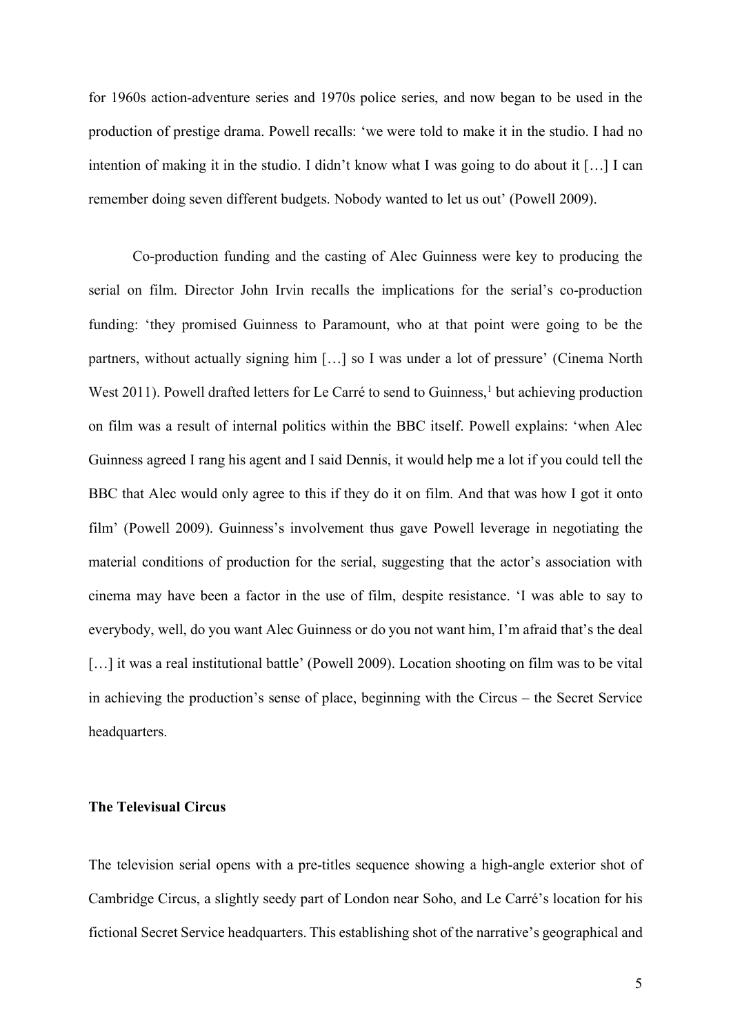for 1960s action-adventure series and 1970s police series, and now began to be used in the production of prestige drama. Powell recalls: 'we were told to make it in the studio. I had no intention of making it in the studio. I didn't know what I was going to do about it […] I can remember doing seven different budgets. Nobody wanted to let us out' (Powell 2009).

Co-production funding and the casting of Alec Guinness were key to producing the serial on film. Director John Irvin recalls the implications for the serial's co-production funding: 'they promised Guinness to Paramount, who at that point were going to be the partners, without actually signing him […] so I was under a lot of pressure' (Cinema North West 2011). Powell drafted letters for Le Carré to send to Guinness,[1] but achieving production on film was a result of internal politics within the BBC itself. Powell explains: 'when Alec Guinness agreed I rang his agent and I said Dennis, it would help me a lot if you could tell the BBC that Alec would only agree to this if they do it on film. And that was how I got it onto film' (Powell 2009). Guinness's involvement thus gave Powell leverage in negotiating the material conditions of production for the serial, suggesting that the actor's association with cinema may have been a factor in the use of film, despite resistance. 'I was able to say to everybody, well, do you want Alec Guinness or do you not want him, I'm afraid that's the deal […] it was a real institutional battle' (Powell 2009). Location shooting on film was to be vital in achieving the production's sense of place, beginning with the Circus – the Secret Service headquarters.

## The Televisual Circus

The television serial opens with a pre-titles sequence showing a high-angle exterior shot of Cambridge Circus, a slightly seedy part of London near Soho, and Le Carré's location for his fictional Secret Service headquarters. This establishing shot of the narrative's geographical and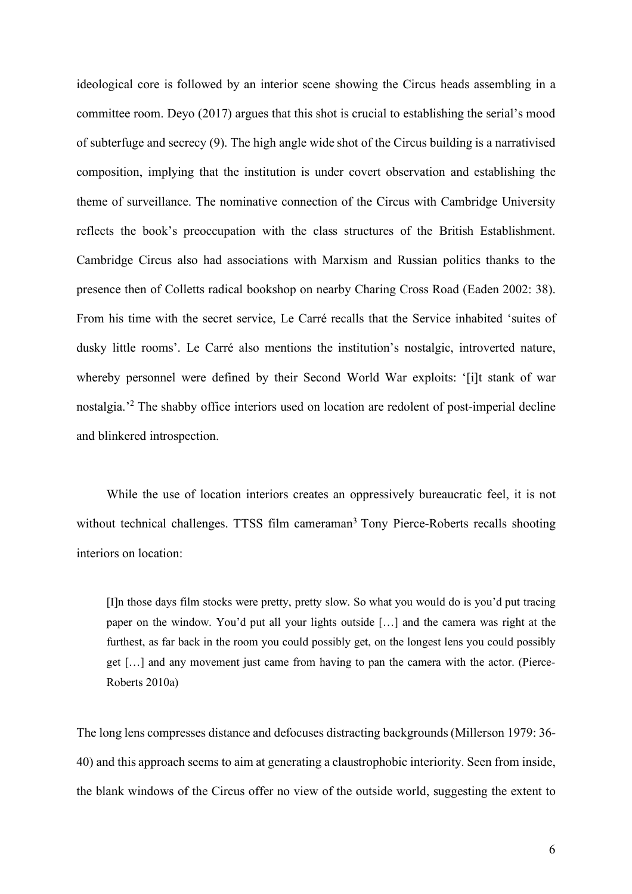ideological core is followed by an interior scene showing the Circus heads assembling in a committee room. Deyo (2017) argues that this shot is crucial to establishing the serial's mood of subterfuge and secrecy (9). The high angle wide shot of the Circus building is a narrativised composition, implying that the institution is under covert observation and establishing the theme of surveillance. The nominative connection of the Circus with Cambridge University reflects the book's preoccupation with the class structures of the British Establishment. Cambridge Circus also had associations with Marxism and Russian politics thanks to the presence then of Colletts radical bookshop on nearby Charing Cross Road (Eaden 2002: 38). From his time with the secret service, Le Carré recalls that the Service inhabited 'suites of dusky little rooms'. Le Carré also mentions the institution's nostalgic, introverted nature, whereby personnel were defined by their Second World War exploits: '[i]t stank of war nostalgia.'[2] The shabby office interiors used on location are redolent of post-imperial decline and blinkered introspection.

While the use of location interiors creates an oppressively bureaucratic feel, it is not without technical challenges. TTSS film cameraman[3] Tony Pierce-Roberts recalls shooting interiors on location:

> [I]n those days film stocks were pretty, pretty slow. So what you would do is you'd put tracing paper on the window. You'd put all your lights outside […] and the camera was right at the furthest, as far back in the room you could possibly get, on the longest lens you could possibly get […] and any movement just came from having to pan the camera with the actor. (Pierce-Roberts 2010a)

The long lens compresses distance and defocuses distracting backgrounds (Millerson 1979: 36-40) and this approach seems to aim at generating a claustrophobic interiority. Seen from inside, the blank windows of the Circus offer no view of the outside world, suggesting the extent to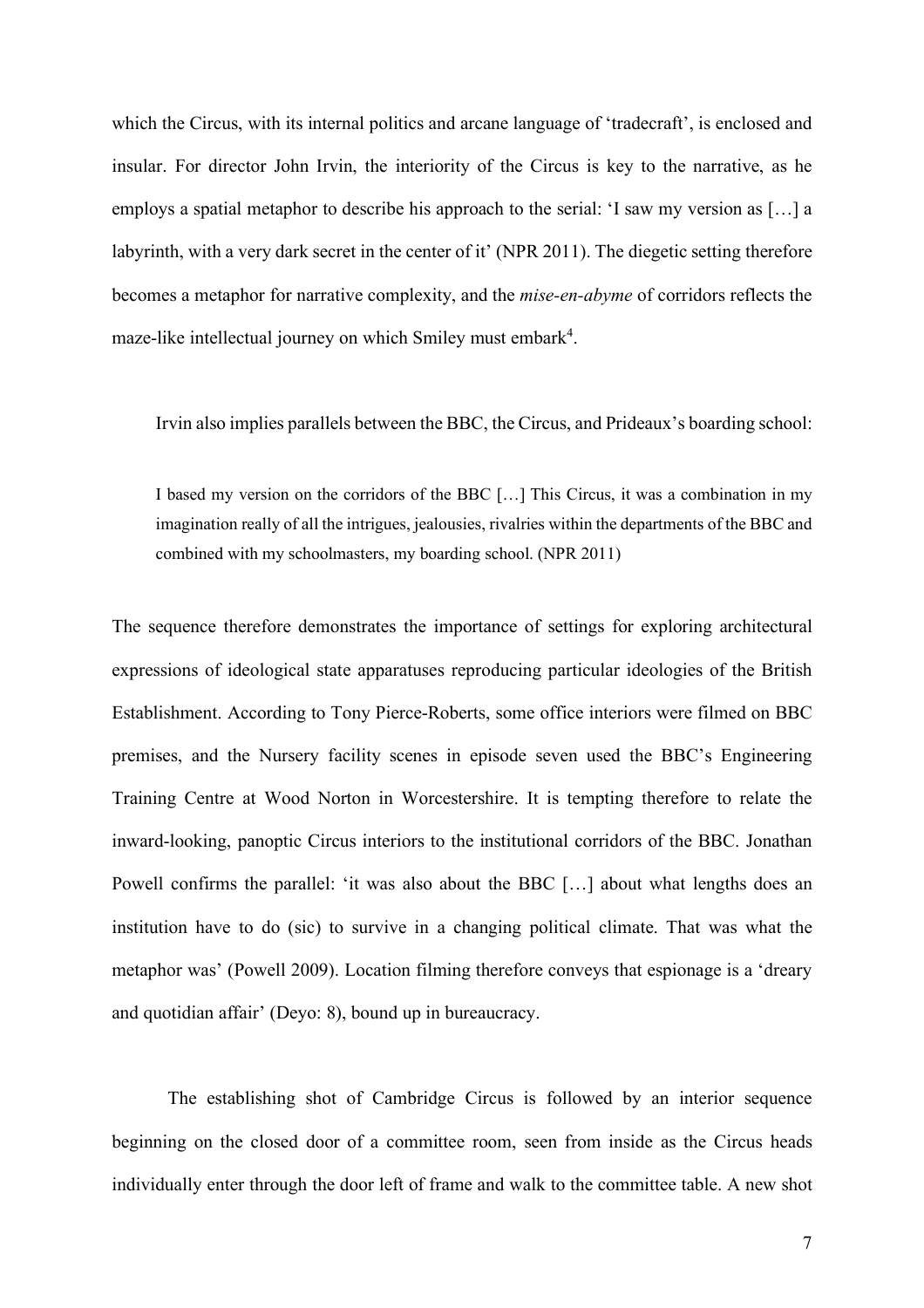which the Circus, with its internal politics and arcane language of 'tradecraft', is enclosed and insular. For director John Irvin, the interiority of the Circus is key to the narrative, as he employs a spatial metaphor to describe his approach to the serial: 'I saw my version as […] a labyrinth, with a very dark secret in the center of it' (NPR 2011). The diegetic setting therefore becomes a metaphor for narrative complexity, and the *mise-en-abyme* of corridors reflects the maze-like intellectual journey on which Smiley must embark[4].

Irvin also implies parallels between the BBC, the Circus, and Prideaux's boarding school:

> I based my version on the corridors of the BBC […] This Circus, it was a combination in my imagination really of all the intrigues, jealousies, rivalries within the departments of the BBC and combined with my schoolmasters, my boarding school. (NPR 2011)

The sequence therefore demonstrates the importance of settings for exploring architectural expressions of ideological state apparatuses reproducing particular ideologies of the British Establishment. According to Tony Pierce-Roberts, some office interiors were filmed on BBC premises, and the Nursery facility scenes in episode seven used the BBC's Engineering Training Centre at Wood Norton in Worcestershire. It is tempting therefore to relate the inward-looking, panoptic Circus interiors to the institutional corridors of the BBC. Jonathan Powell confirms the parallel: 'it was also about the BBC […] about what lengths does an institution have to do (sic) to survive in a changing political climate. That was what the metaphor was' (Powell 2009). Location filming therefore conveys that espionage is a 'dreary and quotidian affair' (Deyo: 8), bound up in bureaucracy.

The establishing shot of Cambridge Circus is followed by an interior sequence beginning on the closed door of a committee room, seen from inside as the Circus heads individually enter through the door left of frame and walk to the committee table. A new shot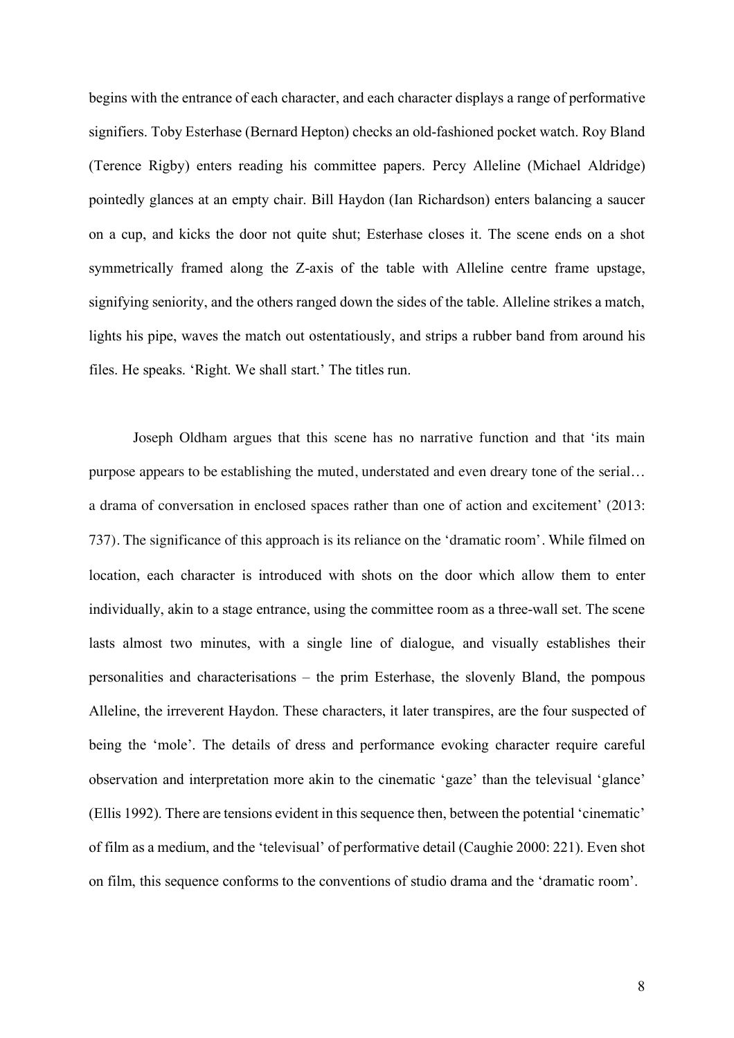begins with the entrance of each character, and each character displays a range of performative signifiers. Toby Esterhase (Bernard Hepton) checks an old-fashioned pocket watch. Roy Bland (Terence Rigby) enters reading his committee papers. Percy Alleline (Michael Aldridge) pointedly glances at an empty chair. Bill Haydon (Ian Richardson) enters balancing a saucer on a cup, and kicks the door not quite shut; Esterhase closes it. The scene ends on a shot symmetrically framed along the Z-axis of the table with Alleline centre frame upstage, signifying seniority, and the others ranged down the sides of the table. Alleline strikes a match, lights his pipe, waves the match out ostentatiously, and strips a rubber band from around his files. He speaks. 'Right. We shall start.' The titles run.

Joseph Oldham argues that this scene has no narrative function and that 'its main purpose appears to be establishing the muted, understated and even dreary tone of the serial… a drama of conversation in enclosed spaces rather than one of action and excitement' (2013: 737). The significance of this approach is its reliance on the 'dramatic room'. While filmed on location, each character is introduced with shots on the door which allow them to enter individually, akin to a stage entrance, using the committee room as a three-wall set. The scene lasts almost two minutes, with a single line of dialogue, and visually establishes their personalities and characterisations – the prim Esterhase, the slovenly Bland, the pompous Alleline, the irreverent Haydon. These characters, it later transpires, are the four suspected of being the 'mole'. The details of dress and performance evoking character require careful observation and interpretation more akin to the cinematic 'gaze' than the televisual 'glance' (Ellis 1992). There are tensions evident in this sequence then, between the potential 'cinematic' of film as a medium, and the 'televisual' of performative detail (Caughie 2000: 221). Even shot on film, this sequence conforms to the conventions of studio drama and the 'dramatic room'.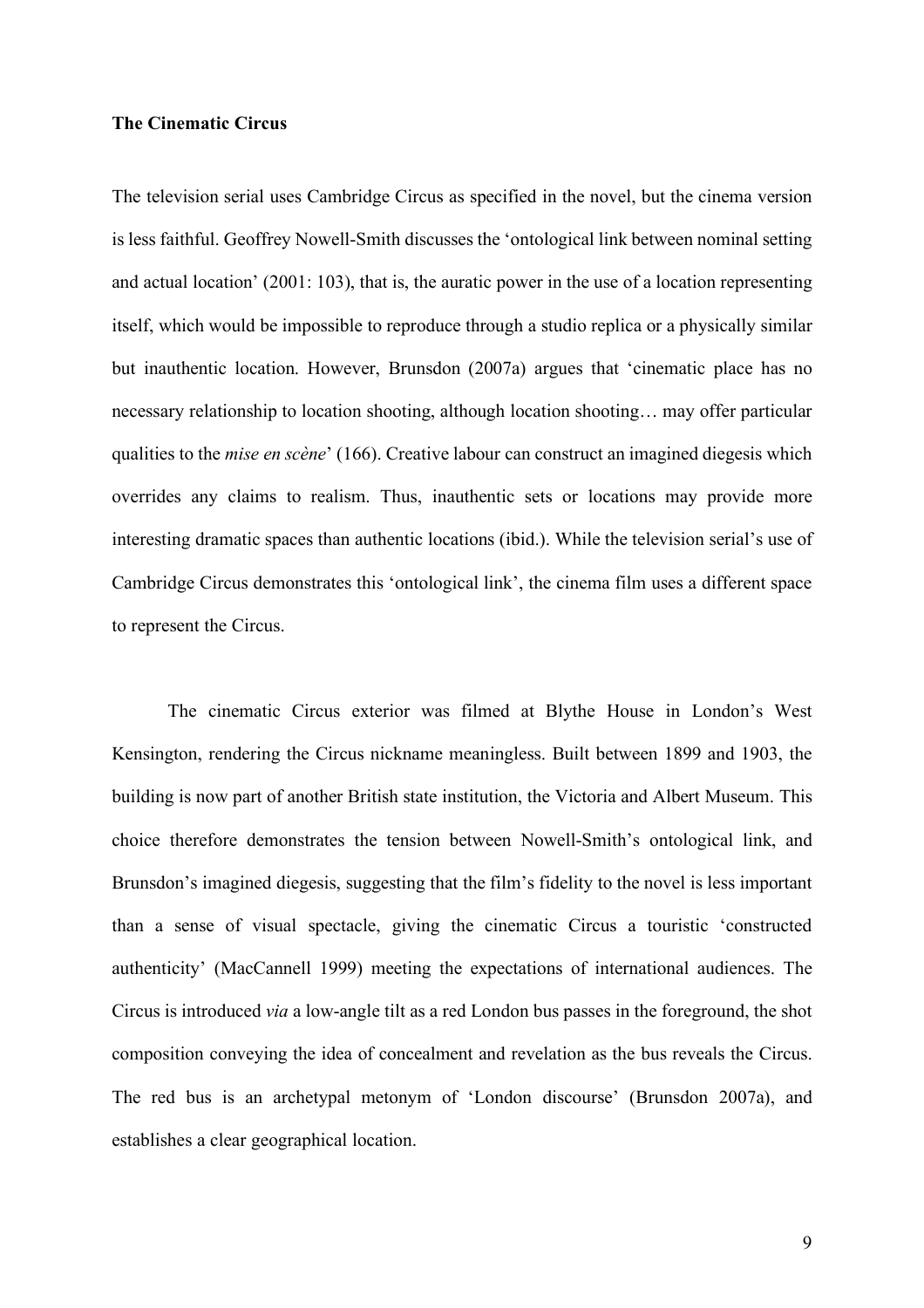**The Cinematic Circus**

The television serial uses Cambridge Circus as specified in the novel, but the cinema version is less faithful. Geoffrey Nowell-Smith discusses the 'ontological link between nominal setting and actual location' (2001: 103), that is, the auratic power in the use of a location representing itself, which would be impossible to reproduce through a studio replica or a physically similar but inauthentic location. However, Brunsdon (2007a) argues that 'cinematic place has no necessary relationship to location shooting, although location shooting… may offer particular qualities to the *mise en scène*' (166). Creative labour can construct an imagined diegesis which overrides any claims to realism. Thus, inauthentic sets or locations may provide more interesting dramatic spaces than authentic locations (ibid.). While the television serial's use of Cambridge Circus demonstrates this 'ontological link', the cinema film uses a different space to represent the Circus.

The cinematic Circus exterior was filmed at Blythe House in London's West Kensington, rendering the Circus nickname meaningless. Built between 1899 and 1903, the building is now part of another British state institution, the Victoria and Albert Museum. This choice therefore demonstrates the tension between Nowell-Smith's ontological link, and Brunsdon's imagined diegesis, suggesting that the film's fidelity to the novel is less important than a sense of visual spectacle, giving the cinematic Circus a touristic 'constructed authenticity' (MacCannell 1999) meeting the expectations of international audiences. The Circus is introduced *via* a low-angle tilt as a red London bus passes in the foreground, the shot composition conveying the idea of concealment and revelation as the bus reveals the Circus. The red bus is an archetypal metonym of 'London discourse' (Brunsdon 2007a), and establishes a clear geographical location.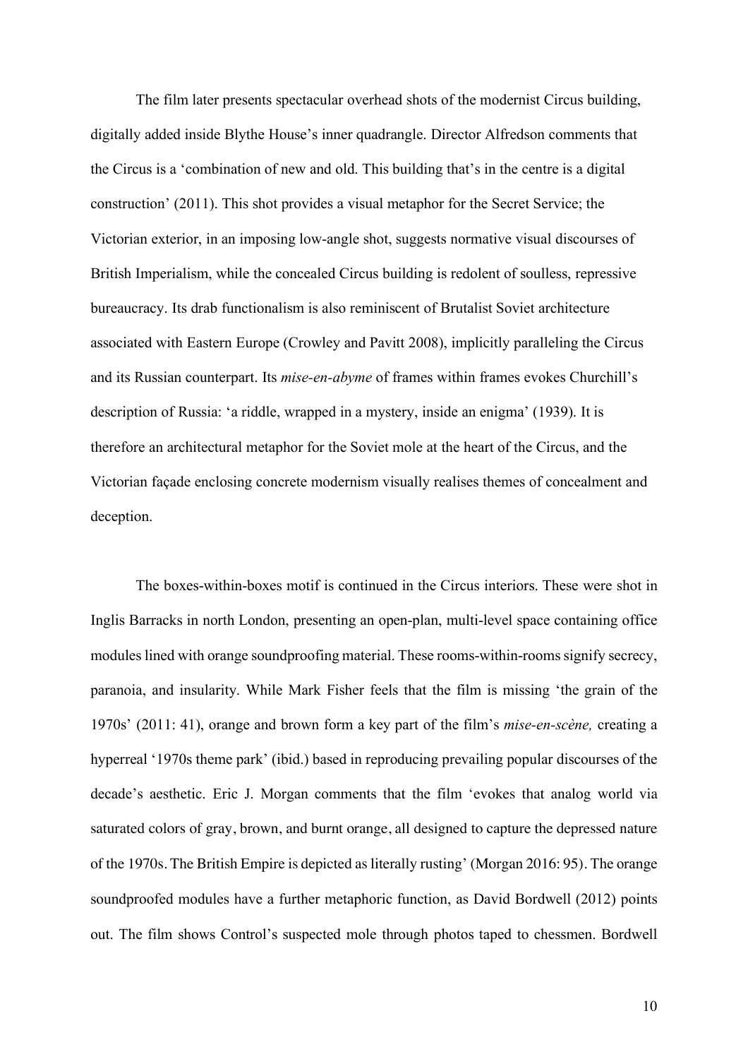The film later presents spectacular overhead shots of the modernist Circus building, digitally added inside Blythe House's inner quadrangle. Director Alfredson comments that the Circus is a 'combination of new and old. This building that's in the centre is a digital construction' (2011). This shot provides a visual metaphor for the Secret Service; the Victorian exterior, in an imposing low-angle shot, suggests normative visual discourses of British Imperialism, while the concealed Circus building is redolent of soulless, repressive bureaucracy. Its drab functionalism is also reminiscent of Brutalist Soviet architecture associated with Eastern Europe (Crowley and Pavitt 2008), implicitly paralleling the Circus and its Russian counterpart. Its *mise-en-abyme* of frames within frames evokes Churchill's description of Russia: 'a riddle, wrapped in a mystery, inside an enigma' (1939). It is therefore an architectural metaphor for the Soviet mole at the heart of the Circus, and the Victorian façade enclosing concrete modernism visually realises themes of concealment and deception.

The boxes-within-boxes motif is continued in the Circus interiors. These were shot in Inglis Barracks in north London, presenting an open-plan, multi-level space containing office modules lined with orange soundproofing material. These rooms-within-rooms signify secrecy, paranoia, and insularity. While Mark Fisher feels that the film is missing 'the grain of the 1970s' (2011: 41), orange and brown form a key part of the film's *mise-en-scène,* creating a hyperreal '1970s theme park' (ibid.) based in reproducing prevailing popular discourses of the decade's aesthetic. Eric J. Morgan comments that the film 'evokes that analog world via saturated colors of gray, brown, and burnt orange, all designed to capture the depressed nature of the 1970s. The British Empire is depicted as literally rusting' (Morgan 2016: 95). The orange soundproofed modules have a further metaphoric function, as David Bordwell (2012) points out. The film shows Control's suspected mole through photos taped to chessmen. Bordwell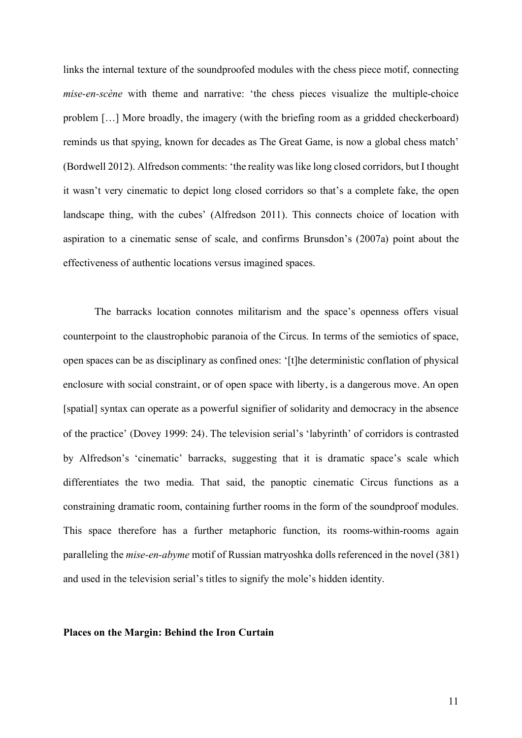links the internal texture of the soundproofed modules with the chess piece motif, connecting *mise-en-scène* with theme and narrative: 'the chess pieces visualize the multiple-choice problem […] More broadly, the imagery (with the briefing room as a gridded checkerboard) reminds us that spying, known for decades as The Great Game, is now a global chess match' (Bordwell 2012). Alfredson comments: 'the reality was like long closed corridors, but I thought it wasn't very cinematic to depict long closed corridors so that's a complete fake, the open landscape thing, with the cubes' (Alfredson 2011). This connects choice of location with aspiration to a cinematic sense of scale, and confirms Brunsdon's (2007a) point about the effectiveness of authentic locations versus imagined spaces.

The barracks location connotes militarism and the space's openness offers visual counterpoint to the claustrophobic paranoia of the Circus. In terms of the semiotics of space, open spaces can be as disciplinary as confined ones: '[t]he deterministic conflation of physical enclosure with social constraint, or of open space with liberty, is a dangerous move. An open [spatial] syntax can operate as a powerful signifier of solidarity and democracy in the absence of the practice' (Dovey 1999: 24). The television serial's 'labyrinth' of corridors is contrasted by Alfredson's 'cinematic' barracks, suggesting that it is dramatic space's scale which differentiates the two media. That said, the panoptic cinematic Circus functions as a constraining dramatic room, containing further rooms in the form of the soundproof modules. This space therefore has a further metaphoric function, its rooms-within-rooms again paralleling the *mise-en-abyme* motif of Russian matryoshka dolls referenced in the novel (381) and used in the television serial's titles to signify the mole's hidden identity.

**Places on the Margin: Behind the Iron Curtain**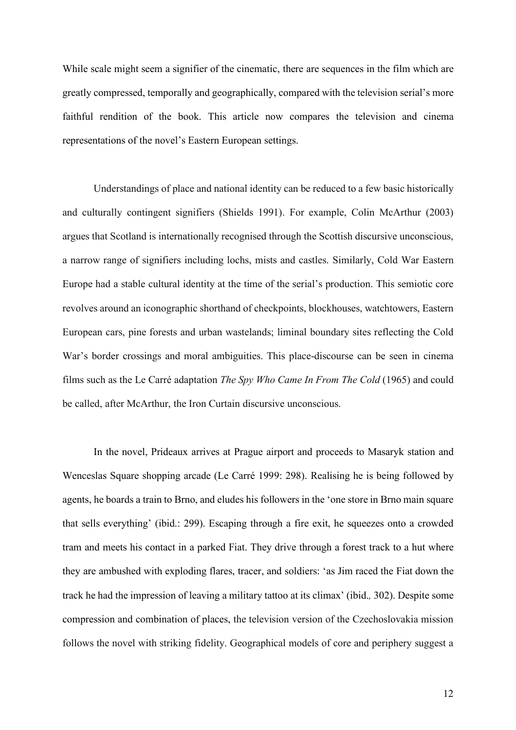While scale might seem a signifier of the cinematic, there are sequences in the film which are greatly compressed, temporally and geographically, compared with the television serial's more faithful rendition of the book. This article now compares the television and cinema representations of the novel's Eastern European settings.

Understandings of place and national identity can be reduced to a few basic historically and culturally contingent signifiers (Shields 1991). For example, Colin McArthur (2003) argues that Scotland is internationally recognised through the Scottish discursive unconscious, a narrow range of signifiers including lochs, mists and castles. Similarly, Cold War Eastern Europe had a stable cultural identity at the time of the serial's production. This semiotic core revolves around an iconographic shorthand of checkpoints, blockhouses, watchtowers, Eastern European cars, pine forests and urban wastelands; liminal boundary sites reflecting the Cold War's border crossings and moral ambiguities. This place-discourse can be seen in cinema films such as the Le Carré adaptation *The Spy Who Came In From The Cold* (1965) and could be called, after McArthur, the Iron Curtain discursive unconscious.

In the novel, Prideaux arrives at Prague airport and proceeds to Masaryk station and Wenceslas Square shopping arcade (Le Carré 1999: 298). Realising he is being followed by agents, he boards a train to Brno, and eludes his followers in the 'one store in Brno main square that sells everything' (ibid.: 299). Escaping through a fire exit, he squeezes onto a crowded tram and meets his contact in a parked Fiat. They drive through a forest track to a hut where they are ambushed with exploding flares, tracer, and soldiers: 'as Jim raced the Fiat down the track he had the impression of leaving a military tattoo at its climax' (ibid., 302). Despite some compression and combination of places, the television version of the Czechoslovakia mission follows the novel with striking fidelity. Geographical models of core and periphery suggest a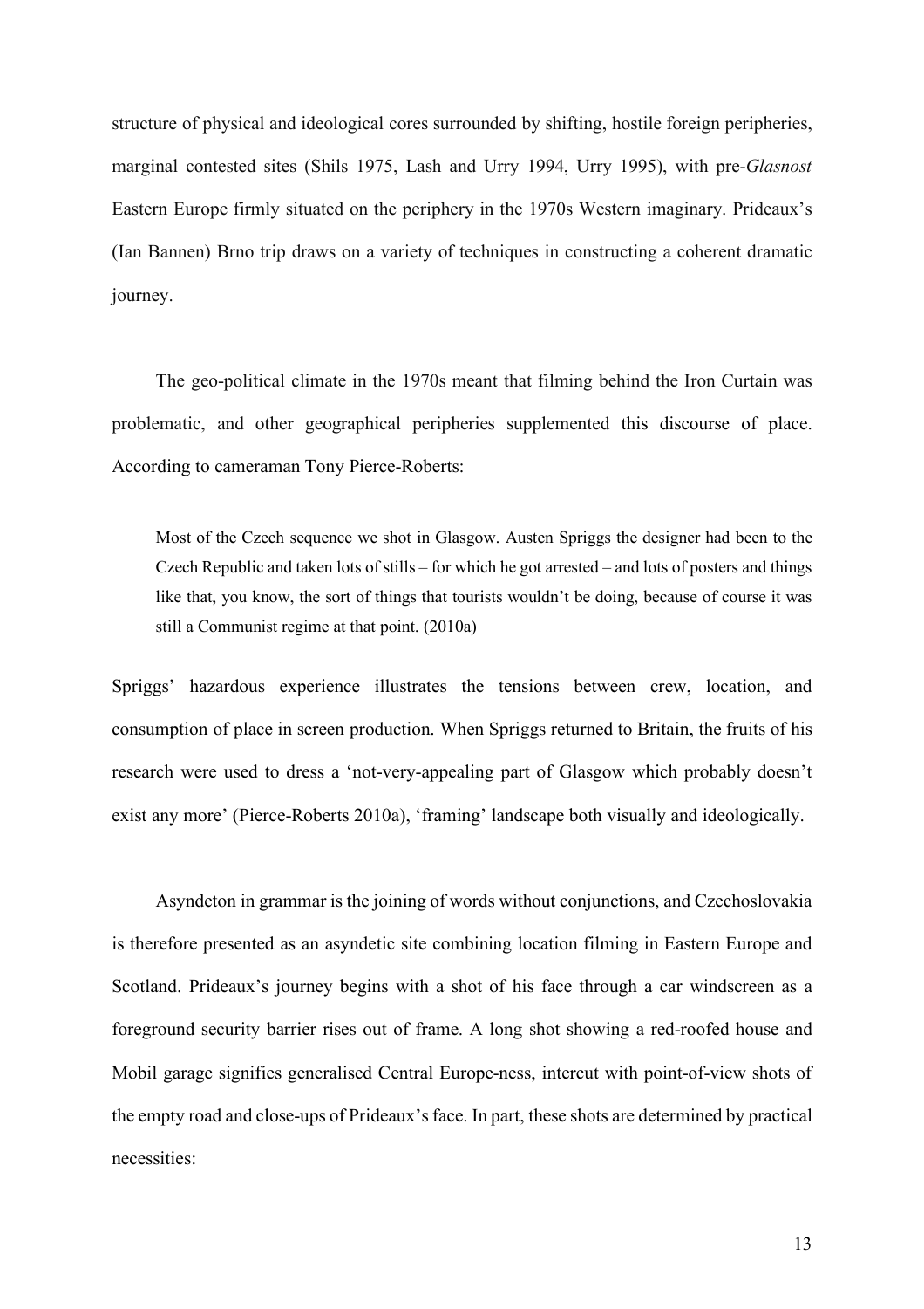structure of physical and ideological cores surrounded by shifting, hostile foreign peripheries, marginal contested sites (Shils 1975, Lash and Urry 1994, Urry 1995), with pre-*Glasnost* Eastern Europe firmly situated on the periphery in the 1970s Western imaginary. Prideaux's (Ian Bannen) Brno trip draws on a variety of techniques in constructing a coherent dramatic journey.

The geo-political climate in the 1970s meant that filming behind the Iron Curtain was problematic, and other geographical peripheries supplemented this discourse of place. According to cameraman Tony Pierce-Roberts:

> Most of the Czech sequence we shot in Glasgow. Austen Spriggs the designer had been to the Czech Republic and taken lots of stills – for which he got arrested – and lots of posters and things like that, you know, the sort of things that tourists wouldn't be doing, because of course it was still a Communist regime at that point. (2010a)

Spriggs' hazardous experience illustrates the tensions between crew, location, and consumption of place in screen production. When Spriggs returned to Britain, the fruits of his research were used to dress a 'not-very-appealing part of Glasgow which probably doesn't exist any more' (Pierce-Roberts 2010a), 'framing' landscape both visually and ideologically.

Asyndeton in grammar is the joining of words without conjunctions, and Czechoslovakia is therefore presented as an asyndetic site combining location filming in Eastern Europe and Scotland. Prideaux's journey begins with a shot of his face through a car windscreen as a foreground security barrier rises out of frame. A long shot showing a red-roofed house and Mobil garage signifies generalised Central Europe-ness, intercut with point-of-view shots of the empty road and close-ups of Prideaux's face. In part, these shots are determined by practical necessities: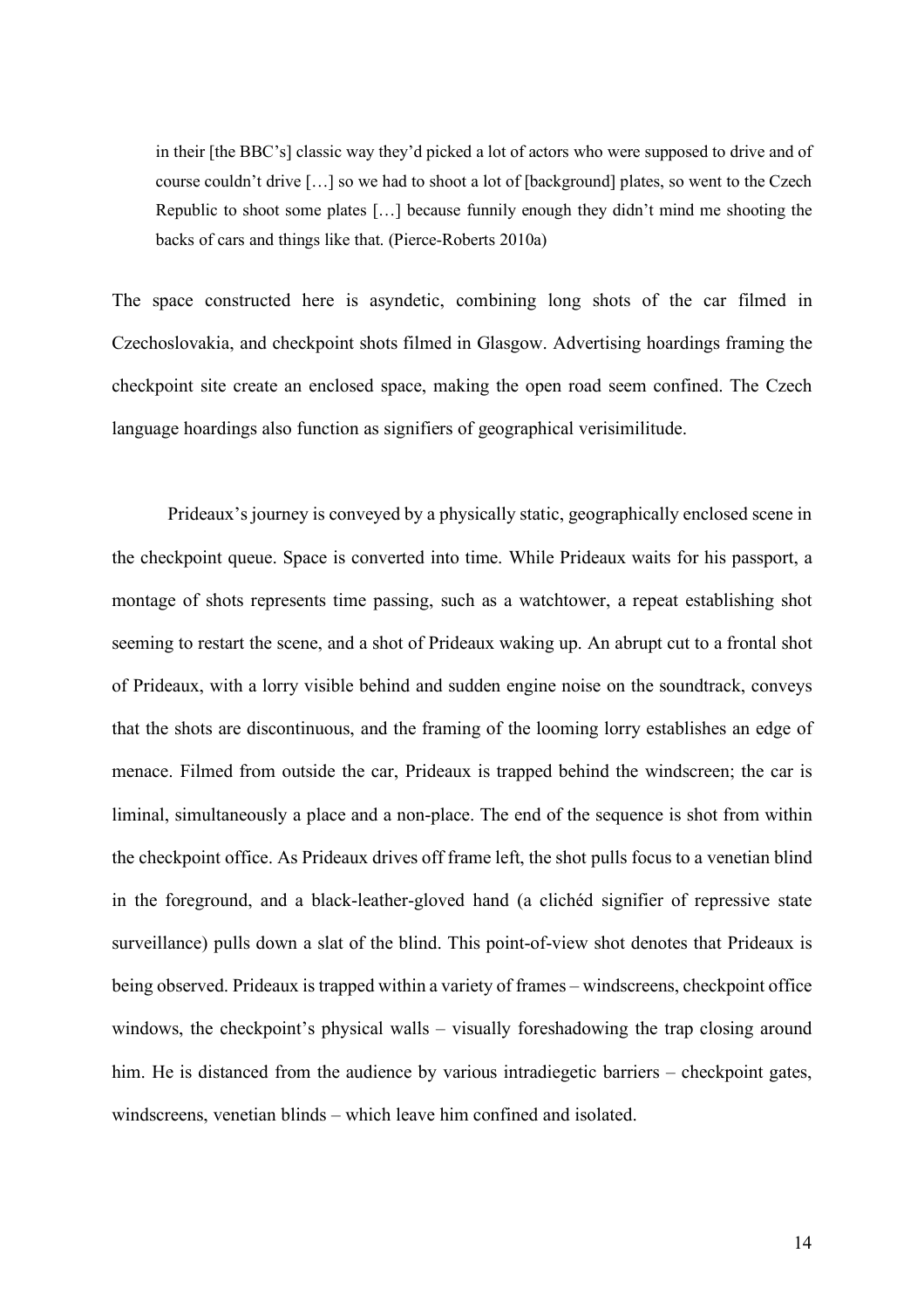> in their [the BBC's] classic way they'd picked a lot of actors who were supposed to drive and of course couldn't drive […] so we had to shoot a lot of [background] plates, so went to the Czech Republic to shoot some plates […] because funnily enough they didn't mind me shooting the backs of cars and things like that. (Pierce-Roberts 2010a)

The space constructed here is asyndetic, combining long shots of the car filmed in Czechoslovakia, and checkpoint shots filmed in Glasgow. Advertising hoardings framing the checkpoint site create an enclosed space, making the open road seem confined. The Czech language hoardings also function as signifiers of geographical verisimilitude.

Prideaux's journey is conveyed by a physically static, geographically enclosed scene in the checkpoint queue. Space is converted into time. While Prideaux waits for his passport, a montage of shots represents time passing, such as a watchtower, a repeat establishing shot seeming to restart the scene, and a shot of Prideaux waking up. An abrupt cut to a frontal shot of Prideaux, with a lorry visible behind and sudden engine noise on the soundtrack, conveys that the shots are discontinuous, and the framing of the looming lorry establishes an edge of menace. Filmed from outside the car, Prideaux is trapped behind the windscreen; the car is liminal, simultaneously a place and a non-place. The end of the sequence is shot from within the checkpoint office. As Prideaux drives off frame left, the shot pulls focus to a venetian blind in the foreground, and a black-leather-gloved hand (a clichéd signifier of repressive state surveillance) pulls down a slat of the blind. This point-of-view shot denotes that Prideaux is being observed. Prideaux is trapped within a variety of frames – windscreens, checkpoint office windows, the checkpoint's physical walls – visually foreshadowing the trap closing around him. He is distanced from the audience by various intradiegetic barriers – checkpoint gates, windscreens, venetian blinds – which leave him confined and isolated.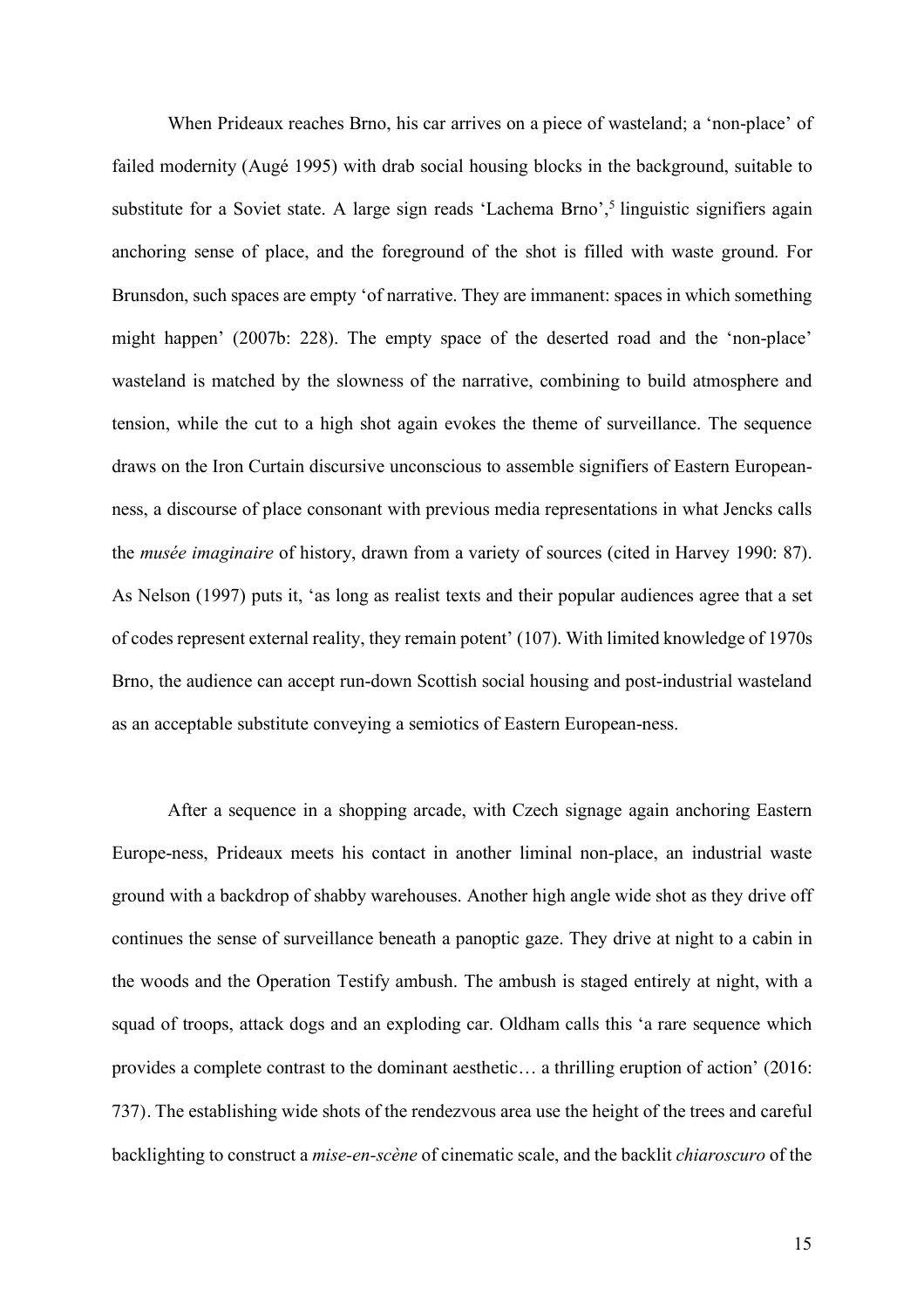When Prideaux reaches Brno, his car arrives on a piece of wasteland; a 'non-place' of failed modernity (Augé 1995) with drab social housing blocks in the background, suitable to substitute for a Soviet state. A large sign reads 'Lachema Brno',[5] linguistic signifiers again anchoring sense of place, and the foreground of the shot is filled with waste ground. For Brunsdon, such spaces are empty 'of narrative. They are immanent: spaces in which something might happen' (2007b: 228). The empty space of the deserted road and the 'non-place' wasteland is matched by the slowness of the narrative, combining to build atmosphere and tension, while the cut to a high shot again evokes the theme of surveillance. The sequence draws on the Iron Curtain discursive unconscious to assemble signifiers of Eastern European-ness, a discourse of place consonant with previous media representations in what Jencks calls the *musée imaginaire* of history, drawn from a variety of sources (cited in Harvey 1990: 87). As Nelson (1997) puts it, 'as long as realist texts and their popular audiences agree that a set of codes represent external reality, they remain potent' (107). With limited knowledge of 1970s Brno, the audience can accept run-down Scottish social housing and post-industrial wasteland as an acceptable substitute conveying a semiotics of Eastern European-ness.

After a sequence in a shopping arcade, with Czech signage again anchoring Eastern Europe-ness, Prideaux meets his contact in another liminal non-place, an industrial waste ground with a backdrop of shabby warehouses. Another high angle wide shot as they drive off continues the sense of surveillance beneath a panoptic gaze. They drive at night to a cabin in the woods and the Operation Testify ambush. The ambush is staged entirely at night, with a squad of troops, attack dogs and an exploding car. Oldham calls this 'a rare sequence which provides a complete contrast to the dominant aesthetic… a thrilling eruption of action' (2016: 737). The establishing wide shots of the rendezvous area use the height of the trees and careful backlighting to construct a *mise-en-scène* of cinematic scale, and the backlit *chiaroscuro* of the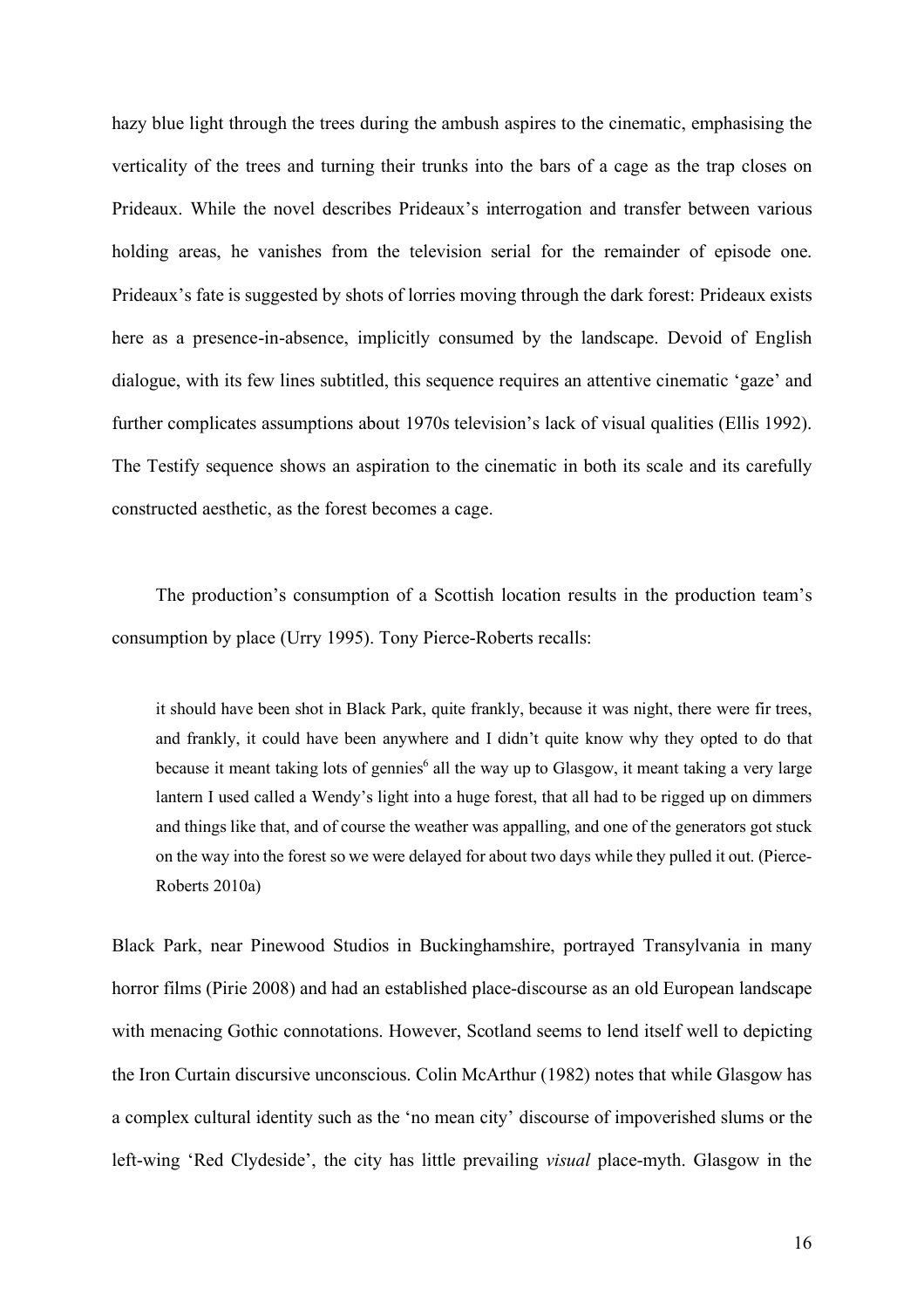hazy blue light through the trees during the ambush aspires to the cinematic, emphasising the verticality of the trees and turning their trunks into the bars of a cage as the trap closes on Prideaux. While the novel describes Prideaux's interrogation and transfer between various holding areas, he vanishes from the television serial for the remainder of episode one. Prideaux's fate is suggested by shots of lorries moving through the dark forest: Prideaux exists here as a presence-in-absence, implicitly consumed by the landscape. Devoid of English dialogue, with its few lines subtitled, this sequence requires an attentive cinematic 'gaze' and further complicates assumptions about 1970s television's lack of visual qualities (Ellis 1992). The Testify sequence shows an aspiration to the cinematic in both its scale and its carefully constructed aesthetic, as the forest becomes a cage.

The production's consumption of a Scottish location results in the production team's consumption by place (Urry 1995). Tony Pierce-Roberts recalls:

> it should have been shot in Black Park, quite frankly, because it was night, there were fir trees, and frankly, it could have been anywhere and I didn't quite know why they opted to do that because it meant taking lots of gennies[6] all the way up to Glasgow, it meant taking a very large lantern I used called a Wendy's light into a huge forest, that all had to be rigged up on dimmers and things like that, and of course the weather was appalling, and one of the generators got stuck on the way into the forest so we were delayed for about two days while they pulled it out. (Pierce-Roberts 2010a)

Black Park, near Pinewood Studios in Buckinghamshire, portrayed Transylvania in many horror films (Pirie 2008) and had an established place-discourse as an old European landscape with menacing Gothic connotations. However, Scotland seems to lend itself well to depicting the Iron Curtain discursive unconscious. Colin McArthur (1982) notes that while Glasgow has a complex cultural identity such as the 'no mean city' discourse of impoverished slums or the left-wing 'Red Clydeside', the city has little prevailing *visual* place-myth. Glasgow in the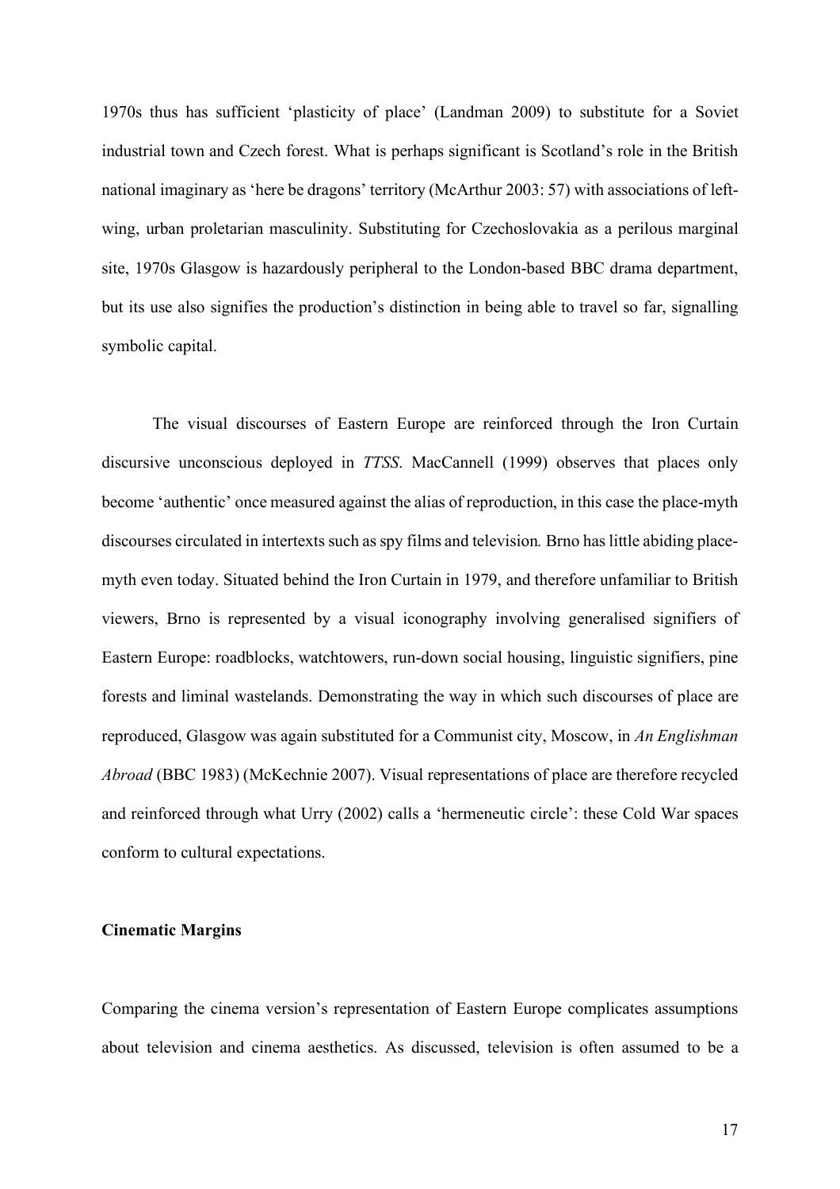1970s thus has sufficient 'plasticity of place' (Landman 2009) to substitute for a Soviet industrial town and Czech forest. What is perhaps significant is Scotland's role in the British national imaginary as 'here be dragons' territory (McArthur 2003: 57) with associations of left-wing, urban proletarian masculinity. Substituting for Czechoslovakia as a perilous marginal site, 1970s Glasgow is hazardously peripheral to the London-based BBC drama department, but its use also signifies the production's distinction in being able to travel so far, signalling symbolic capital.

The visual discourses of Eastern Europe are reinforced through the Iron Curtain discursive unconscious deployed in *TTSS*. MacCannell (1999) observes that places only become 'authentic' once measured against the alias of reproduction, in this case the place-myth discourses circulated in intertexts such as spy films and television. Brno has little abiding place-myth even today. Situated behind the Iron Curtain in 1979, and therefore unfamiliar to British viewers, Brno is represented by a visual iconography involving generalised signifiers of Eastern Europe: roadblocks, watchtowers, run-down social housing, linguistic signifiers, pine forests and liminal wastelands. Demonstrating the way in which such discourses of place are reproduced, Glasgow was again substituted for a Communist city, Moscow, in *An Englishman Abroad* (BBC 1983) (McKechnie 2007). Visual representations of place are therefore recycled and reinforced through what Urry (2002) calls a 'hermeneutic circle': these Cold War spaces conform to cultural expectations.

**Cinematic Margins**

Comparing the cinema version's representation of Eastern Europe complicates assumptions about television and cinema aesthetics. As discussed, television is often assumed to be a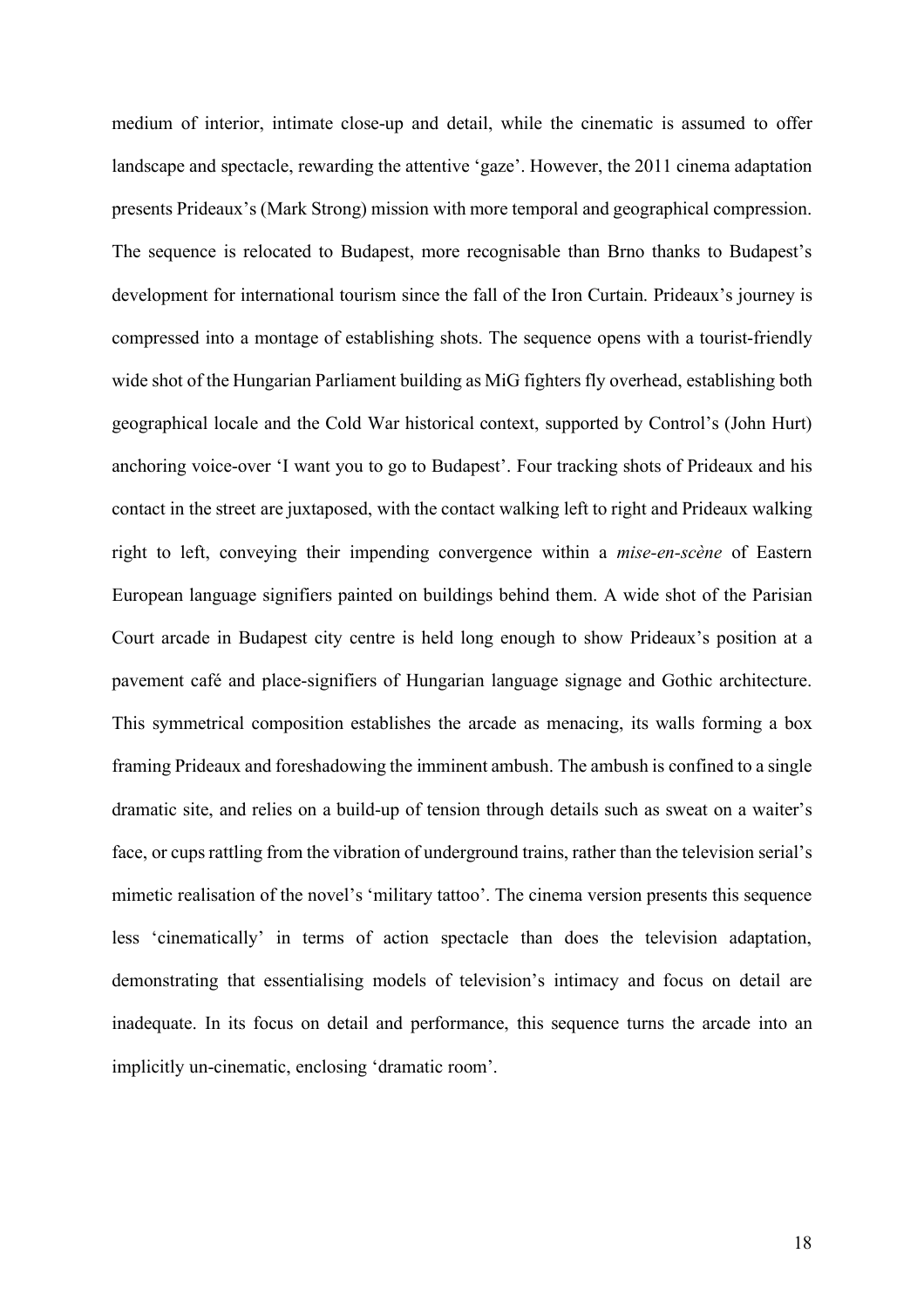medium of interior, intimate close-up and detail, while the cinematic is assumed to offer landscape and spectacle, rewarding the attentive 'gaze'. However, the 2011 cinema adaptation presents Prideaux's (Mark Strong) mission with more temporal and geographical compression. The sequence is relocated to Budapest, more recognisable than Brno thanks to Budapest's development for international tourism since the fall of the Iron Curtain. Prideaux's journey is compressed into a montage of establishing shots. The sequence opens with a tourist-friendly wide shot of the Hungarian Parliament building as MiG fighters fly overhead, establishing both geographical locale and the Cold War historical context, supported by Control's (John Hurt) anchoring voice-over 'I want you to go to Budapest'. Four tracking shots of Prideaux and his contact in the street are juxtaposed, with the contact walking left to right and Prideaux walking right to left, conveying their impending convergence within a *mise-en-scène* of Eastern European language signifiers painted on buildings behind them. A wide shot of the Parisian Court arcade in Budapest city centre is held long enough to show Prideaux's position at a pavement café and place-signifiers of Hungarian language signage and Gothic architecture. This symmetrical composition establishes the arcade as menacing, its walls forming a box framing Prideaux and foreshadowing the imminent ambush. The ambush is confined to a single dramatic site, and relies on a build-up of tension through details such as sweat on a waiter's face, or cups rattling from the vibration of underground trains, rather than the television serial's mimetic realisation of the novel's 'military tattoo'. The cinema version presents this sequence less 'cinematically' in terms of action spectacle than does the television adaptation, demonstrating that essentialising models of television's intimacy and focus on detail are inadequate. In its focus on detail and performance, this sequence turns the arcade into an implicitly un-cinematic, enclosing 'dramatic room'.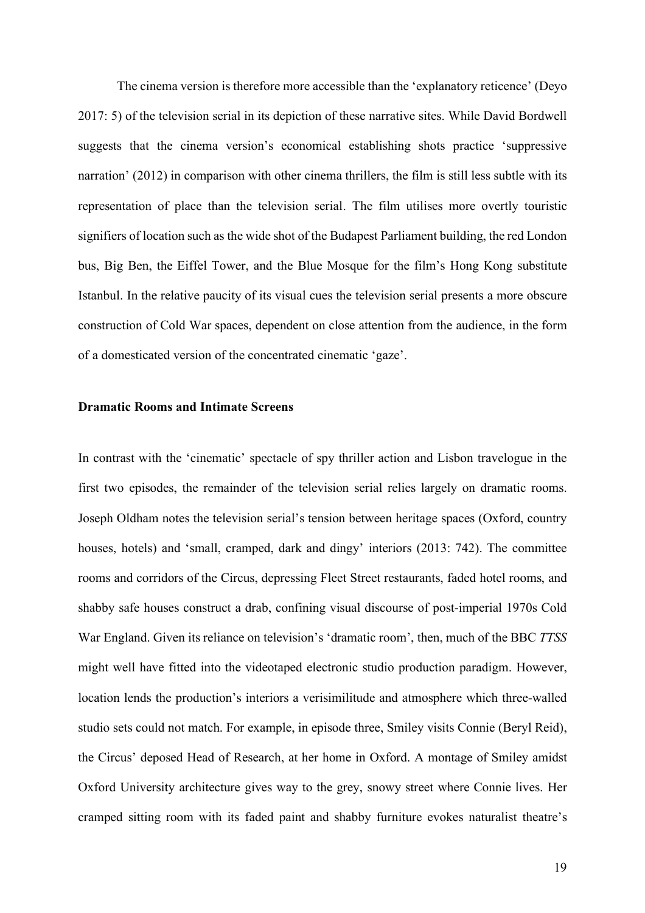The cinema version is therefore more accessible than the 'explanatory reticence' (Deyo 2017: 5) of the television serial in its depiction of these narrative sites. While David Bordwell suggests that the cinema version's economical establishing shots practice 'suppressive narration' (2012) in comparison with other cinema thrillers, the film is still less subtle with its representation of place than the television serial. The film utilises more overtly touristic signifiers of location such as the wide shot of the Budapest Parliament building, the red London bus, Big Ben, the Eiffel Tower, and the Blue Mosque for the film's Hong Kong substitute Istanbul. In the relative paucity of its visual cues the television serial presents a more obscure construction of Cold War spaces, dependent on close attention from the audience, in the form of a domesticated version of the concentrated cinematic 'gaze'.

**Dramatic Rooms and Intimate Screens**

In contrast with the 'cinematic' spectacle of spy thriller action and Lisbon travelogue in the first two episodes, the remainder of the television serial relies largely on dramatic rooms. Joseph Oldham notes the television serial's tension between heritage spaces (Oxford, country houses, hotels) and 'small, cramped, dark and dingy' interiors (2013: 742). The committee rooms and corridors of the Circus, depressing Fleet Street restaurants, faded hotel rooms, and shabby safe houses construct a drab, confining visual discourse of post-imperial 1970s Cold War England. Given its reliance on television's 'dramatic room', then, much of the BBC *TTSS* might well have fitted into the videotaped electronic studio production paradigm. However, location lends the production's interiors a verisimilitude and atmosphere which three-walled studio sets could not match. For example, in episode three, Smiley visits Connie (Beryl Reid), the Circus' deposed Head of Research, at her home in Oxford. A montage of Smiley amidst Oxford University architecture gives way to the grey, snowy street where Connie lives. Her cramped sitting room with its faded paint and shabby furniture evokes naturalist theatre's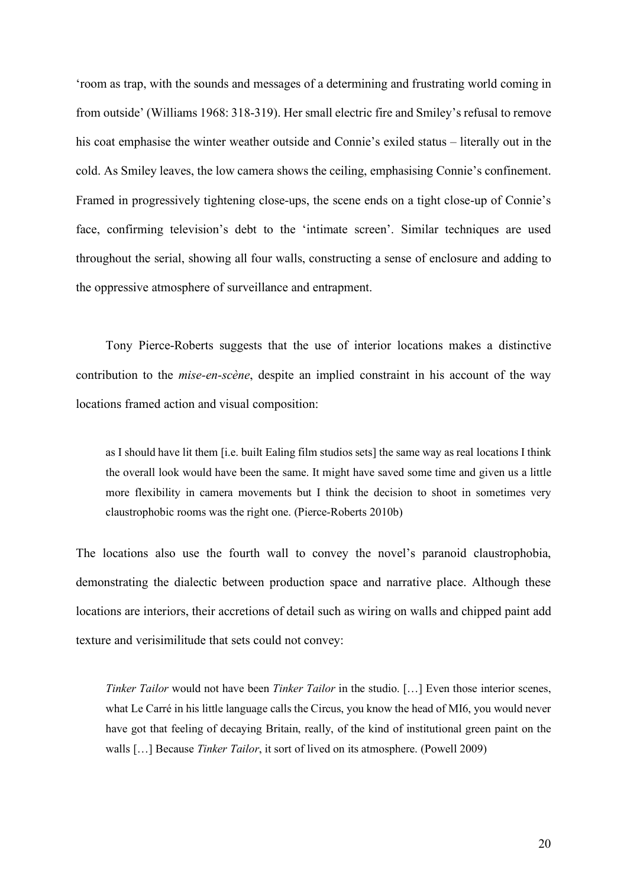'room as trap, with the sounds and messages of a determining and frustrating world coming in from outside' (Williams 1968: 318-319). Her small electric fire and Smiley's refusal to remove his coat emphasise the winter weather outside and Connie's exiled status – literally out in the cold. As Smiley leaves, the low camera shows the ceiling, emphasising Connie's confinement. Framed in progressively tightening close-ups, the scene ends on a tight close-up of Connie's face, confirming television's debt to the 'intimate screen'. Similar techniques are used throughout the serial, showing all four walls, constructing a sense of enclosure and adding to the oppressive atmosphere of surveillance and entrapment.

Tony Pierce-Roberts suggests that the use of interior locations makes a distinctive contribution to the *mise-en-scène*, despite an implied constraint in his account of the way locations framed action and visual composition:

> as I should have lit them [i.e. built Ealing film studios sets] the same way as real locations I think the overall look would have been the same. It might have saved some time and given us a little more flexibility in camera movements but I think the decision to shoot in sometimes very claustrophobic rooms was the right one. (Pierce-Roberts 2010b)

The locations also use the fourth wall to convey the novel's paranoid claustrophobia, demonstrating the dialectic between production space and narrative place. Although these locations are interiors, their accretions of detail such as wiring on walls and chipped paint add texture and verisimilitude that sets could not convey:

> *Tinker Tailor* would not have been *Tinker Tailor* in the studio. […] Even those interior scenes, what Le Carré in his little language calls the Circus, you know the head of MI6, you would never have got that feeling of decaying Britain, really, of the kind of institutional green paint on the walls […] Because *Tinker Tailor*, it sort of lived on its atmosphere. (Powell 2009)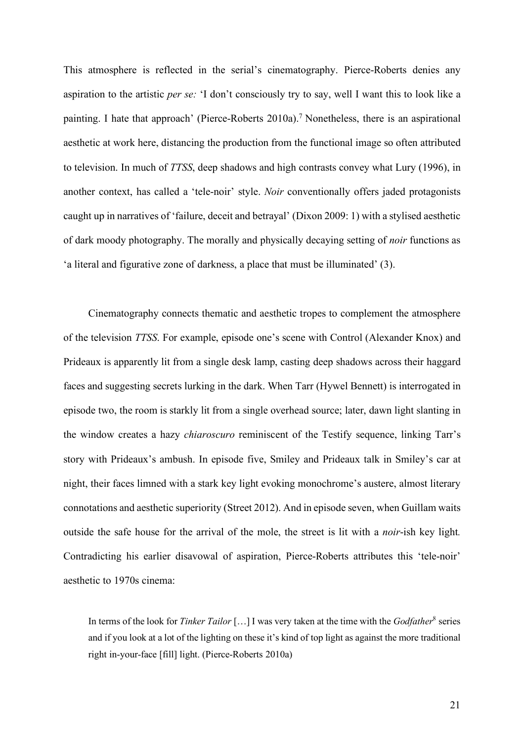This atmosphere is reflected in the serial's cinematography. Pierce-Roberts denies any aspiration to the artistic *per se:* 'I don't consciously try to say, well I want this to look like a painting. I hate that approach' (Pierce-Roberts 2010a).[7] Nonetheless, there is an aspirational aesthetic at work here, distancing the production from the functional image so often attributed to television. In much of *TTSS*, deep shadows and high contrasts convey what Lury (1996), in another context, has called a 'tele-noir' style. *Noir* conventionally offers jaded protagonists caught up in narratives of 'failure, deceit and betrayal' (Dixon 2009: 1) with a stylised aesthetic of dark moody photography. The morally and physically decaying setting of *noir* functions as 'a literal and figurative zone of darkness, a place that must be illuminated' (3).

Cinematography connects thematic and aesthetic tropes to complement the atmosphere of the television *TTSS*. For example, episode one's scene with Control (Alexander Knox) and Prideaux is apparently lit from a single desk lamp, casting deep shadows across their haggard faces and suggesting secrets lurking in the dark. When Tarr (Hywel Bennett) is interrogated in episode two, the room is starkly lit from a single overhead source; later, dawn light slanting in the window creates a hazy *chiaroscuro* reminiscent of the Testify sequence, linking Tarr's story with Prideaux's ambush. In episode five, Smiley and Prideaux talk in Smiley's car at night, their faces limned with a stark key light evoking monochrome's austere, almost literary connotations and aesthetic superiority (Street 2012). And in episode seven, when Guillam waits outside the safe house for the arrival of the mole, the street is lit with a *noir*-ish key light. Contradicting his earlier disavowal of aspiration, Pierce-Roberts attributes this 'tele-noir' aesthetic to 1970s cinema:

> In terms of the look for *Tinker Tailor* […] I was very taken at the time with the *Godfather*[8] series and if you look at a lot of the lighting on these it's kind of top light as against the more traditional right in-your-face [fill] light. (Pierce-Roberts 2010a)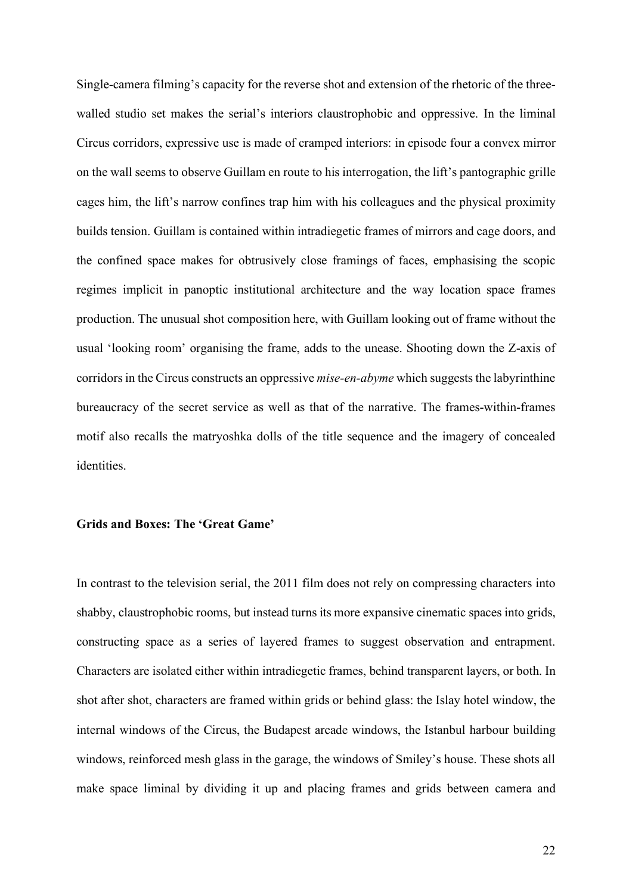Single-camera filming's capacity for the reverse shot and extension of the rhetoric of the three-walled studio set makes the serial's interiors claustrophobic and oppressive. In the liminal Circus corridors, expressive use is made of cramped interiors: in episode four a convex mirror on the wall seems to observe Guillam en route to his interrogation, the lift's pantographic grille cages him, the lift's narrow confines trap him with his colleagues and the physical proximity builds tension. Guillam is contained within intradiegetic frames of mirrors and cage doors, and the confined space makes for obtrusively close framings of faces, emphasising the scopic regimes implicit in panoptic institutional architecture and the way location space frames production. The unusual shot composition here, with Guillam looking out of frame without the usual 'looking room' organising the frame, adds to the unease. Shooting down the Z-axis of corridors in the Circus constructs an oppressive *mise-en-abyme* which suggests the labyrinthine bureaucracy of the secret service as well as that of the narrative. The frames-within-frames motif also recalls the matryoshka dolls of the title sequence and the imagery of concealed identities.

**Grids and Boxes: The 'Great Game'**

In contrast to the television serial, the 2011 film does not rely on compressing characters into shabby, claustrophobic rooms, but instead turns its more expansive cinematic spaces into grids, constructing space as a series of layered frames to suggest observation and entrapment. Characters are isolated either within intradiegetic frames, behind transparent layers, or both. In shot after shot, characters are framed within grids or behind glass: the Islay hotel window, the internal windows of the Circus, the Budapest arcade windows, the Istanbul harbour building windows, reinforced mesh glass in the garage, the windows of Smiley's house. These shots all make space liminal by dividing it up and placing frames and grids between camera and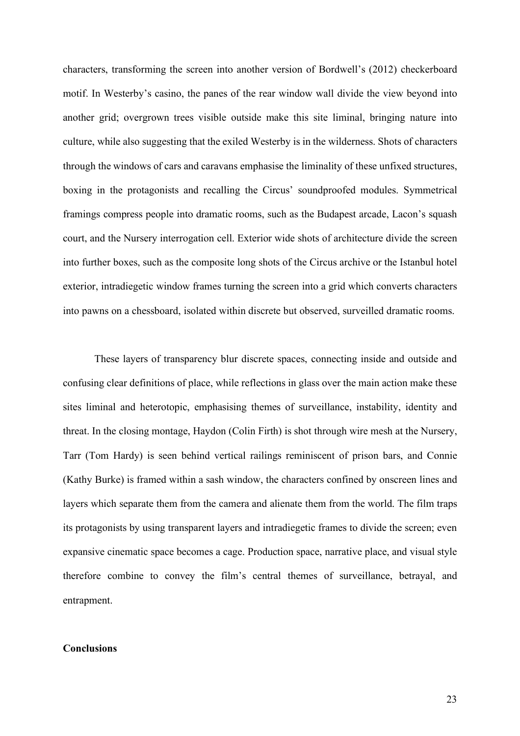characters, transforming the screen into another version of Bordwell's (2012) checkerboard motif. In Westerby's casino, the panes of the rear window wall divide the view beyond into another grid; overgrown trees visible outside make this site liminal, bringing nature into culture, while also suggesting that the exiled Westerby is in the wilderness. Shots of characters through the windows of cars and caravans emphasise the liminality of these unfixed structures, boxing in the protagonists and recalling the Circus' soundproofed modules. Symmetrical framings compress people into dramatic rooms, such as the Budapest arcade, Lacon's squash court, and the Nursery interrogation cell. Exterior wide shots of architecture divide the screen into further boxes, such as the composite long shots of the Circus archive or the Istanbul hotel exterior, intradiegetic window frames turning the screen into a grid which converts characters into pawns on a chessboard, isolated within discrete but observed, surveilled dramatic rooms.

These layers of transparency blur discrete spaces, connecting inside and outside and confusing clear definitions of place, while reflections in glass over the main action make these sites liminal and heterotopic, emphasising themes of surveillance, instability, identity and threat. In the closing montage, Haydon (Colin Firth) is shot through wire mesh at the Nursery, Tarr (Tom Hardy) is seen behind vertical railings reminiscent of prison bars, and Connie (Kathy Burke) is framed within a sash window, the characters confined by onscreen lines and layers which separate them from the camera and alienate them from the world. The film traps its protagonists by using transparent layers and intradiegetic frames to divide the screen; even expansive cinematic space becomes a cage. Production space, narrative place, and visual style therefore combine to convey the film's central themes of surveillance, betrayal, and entrapment.

## Conclusions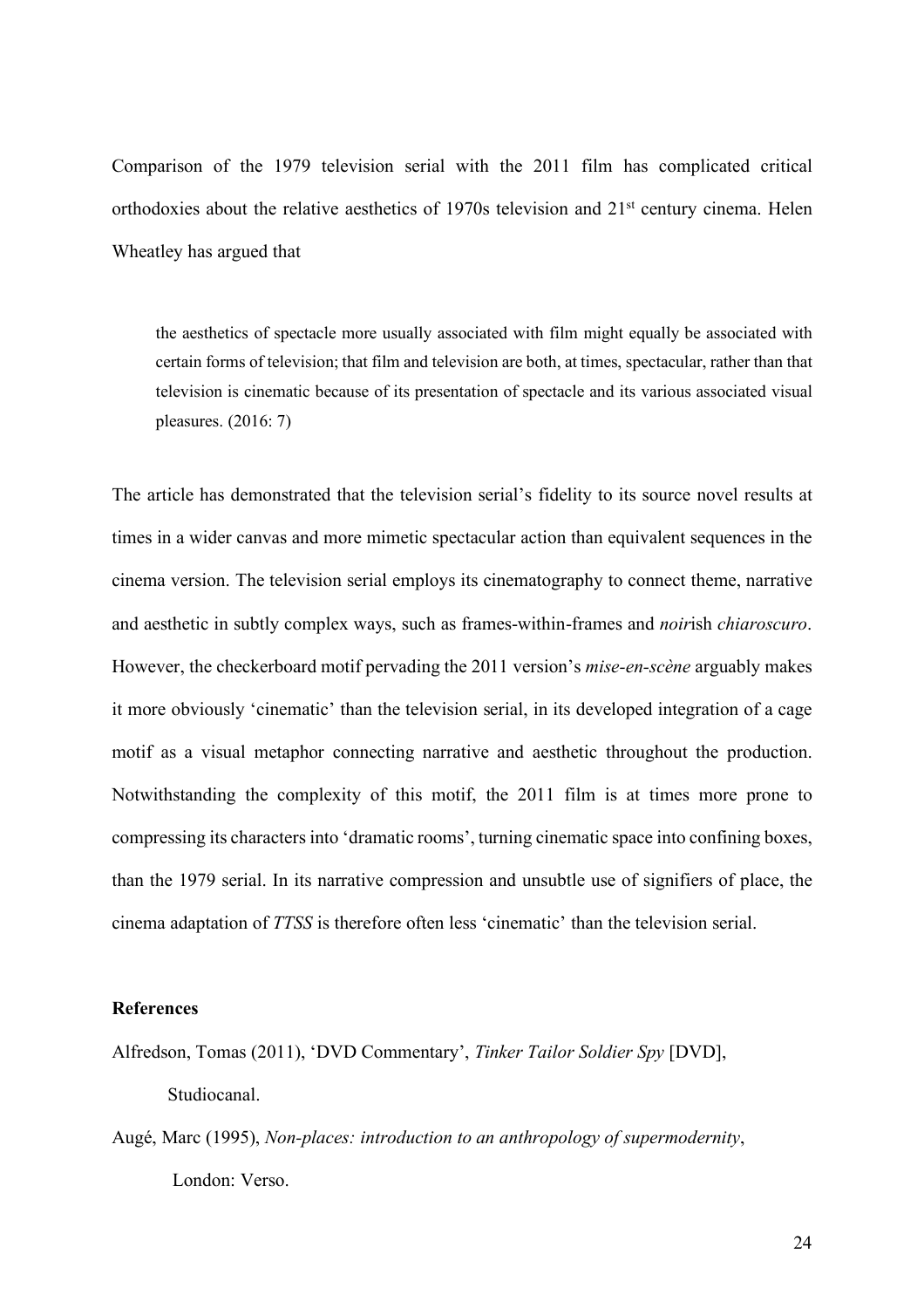Comparison of the 1979 television serial with the 2011 film has complicated critical orthodoxies about the relative aesthetics of 1970s television and 21st century cinema. Helen Wheatley has argued that

> the aesthetics of spectacle more usually associated with film might equally be associated with certain forms of television; that film and television are both, at times, spectacular, rather than that television is cinematic because of its presentation of spectacle and its various associated visual pleasures. (2016: 7)

The article has demonstrated that the television serial's fidelity to its source novel results at times in a wider canvas and more mimetic spectacular action than equivalent sequences in the cinema version. The television serial employs its cinematography to connect theme, narrative and aesthetic in subtly complex ways, such as frames-within-frames and *noir*ish *chiaroscuro*. However, the checkerboard motif pervading the 2011 version's *mise-en-scène* arguably makes it more obviously 'cinematic' than the television serial, in its developed integration of a cage motif as a visual metaphor connecting narrative and aesthetic throughout the production. Notwithstanding the complexity of this motif, the 2011 film is at times more prone to compressing its characters into 'dramatic rooms', turning cinematic space into confining boxes, than the 1979 serial. In its narrative compression and unsubtle use of signifiers of place, the cinema adaptation of *TTSS* is therefore often less 'cinematic' than the television serial.

**References**

Alfredson, Tomas (2011), 'DVD Commentary', *Tinker Tailor Soldier Spy* [DVD], Studiocanal.

Augé, Marc (1995), *Non-places: introduction to an anthropology of supermodernity*, London: Verso.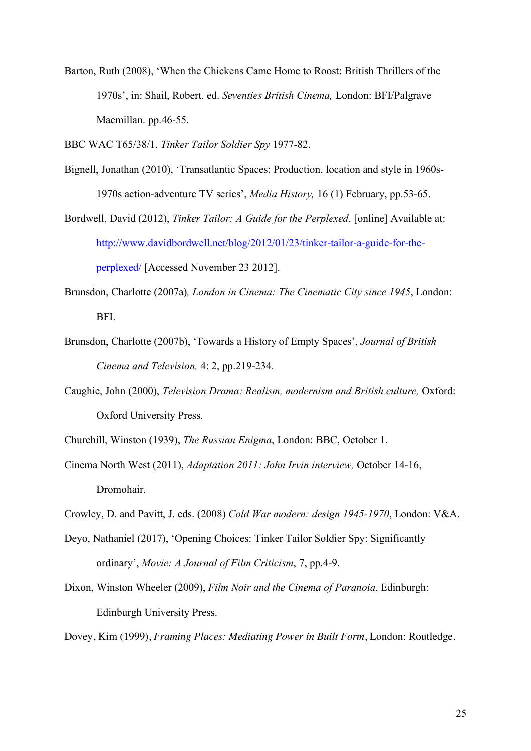Barton, Ruth (2008), 'When the Chickens Came Home to Roost: British Thrillers of the 1970s', in: Shail, Robert. ed. *Seventies British Cinema,* London: BFI/Palgrave Macmillan. pp.46-55.

BBC WAC T65/38/1. *Tinker Tailor Soldier Spy* 1977-82.

Bignell, Jonathan (2010), 'Transatlantic Spaces: Production, location and style in 1960s-1970s action-adventure TV series', *Media History,* 16 (1) February, pp.53-65.

Bordwell, David (2012), *Tinker Tailor: A Guide for the Perplexed*, [online] Available at: http://www.davidbordwell.net/blog/2012/01/23/tinker-tailor-a-guide-for-the-perplexed/ [Accessed November 23 2012].

Brunsdon, Charlotte (2007a)*, London in Cinema: The Cinematic City since 1945*, London: BFI.

Brunsdon, Charlotte (2007b), 'Towards a History of Empty Spaces', *Journal of British Cinema and Television,* 4: 2, pp.219-234.

Caughie, John (2000), *Television Drama: Realism, modernism and British culture,* Oxford: Oxford University Press.

Churchill, Winston (1939), *The Russian Enigma*, London: BBC, October 1.

Cinema North West (2011), *Adaptation 2011: John Irvin interview,* October 14-16, Dromohair.

Crowley, D. and Pavitt, J. eds. (2008) *Cold War modern: design 1945-1970*, London: V&A.

Deyo, Nathaniel (2017), 'Opening Choices: Tinker Tailor Soldier Spy: Significantly ordinary', *Movie: A Journal of Film Criticism*, 7, pp.4-9.

Dixon, Winston Wheeler (2009), *Film Noir and the Cinema of Paranoia*, Edinburgh: Edinburgh University Press.

Dovey, Kim (1999), *Framing Places: Mediating Power in Built Form*, London: Routledge.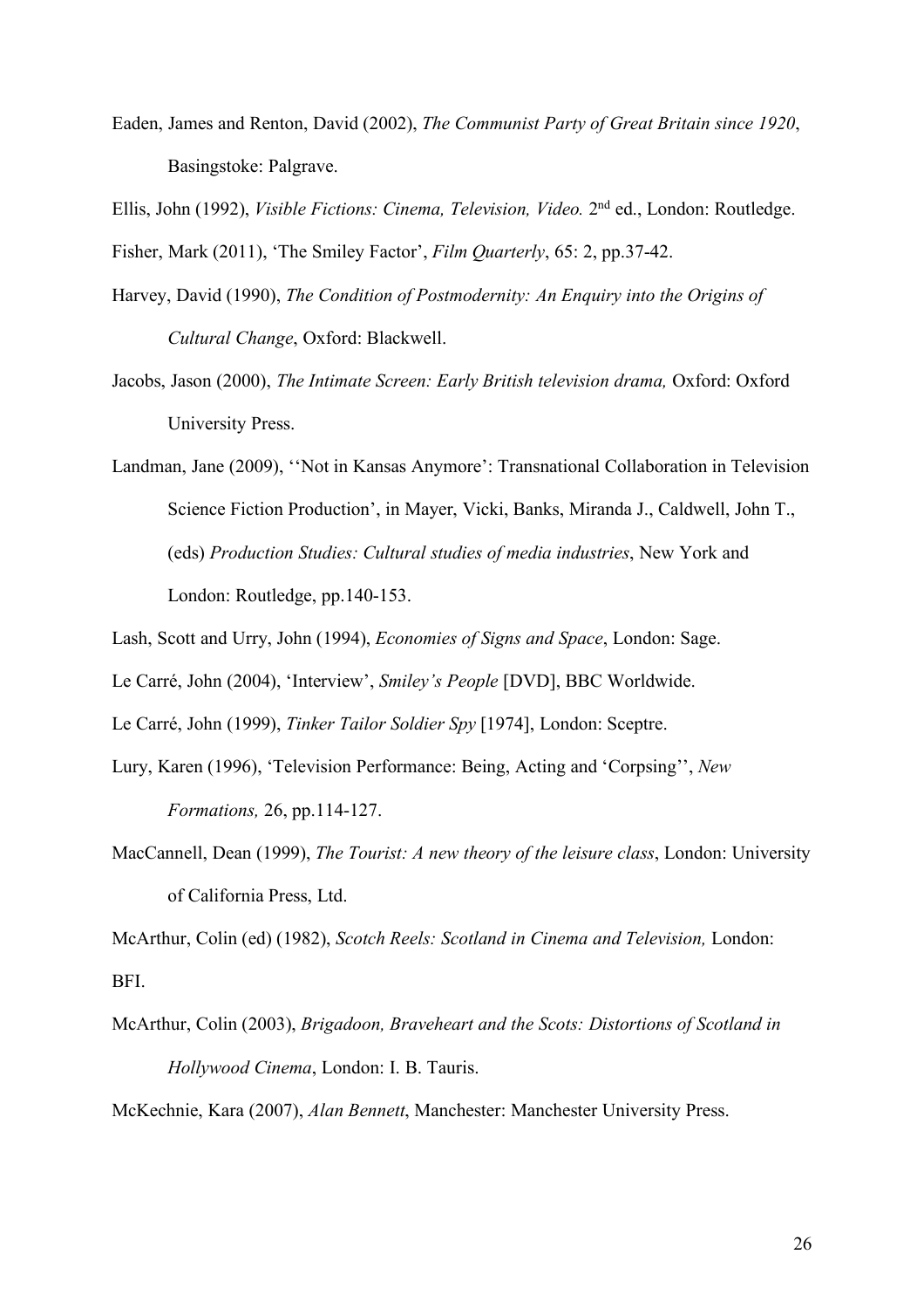Eaden, James and Renton, David (2002), *The Communist Party of Great Britain since 1920*, Basingstoke: Palgrave.

Ellis, John (1992), *Visible Fictions: Cinema, Television, Video.* 2nd ed., London: Routledge.

Fisher, Mark (2011), 'The Smiley Factor', *Film Quarterly*, 65: 2, pp.37-42.

Harvey, David (1990), *The Condition of Postmodernity: An Enquiry into the Origins of Cultural Change*, Oxford: Blackwell.

Jacobs, Jason (2000), *The Intimate Screen: Early British television drama,* Oxford: Oxford University Press.

Landman, Jane (2009), ''Not in Kansas Anymore': Transnational Collaboration in Television Science Fiction Production', in Mayer, Vicki, Banks, Miranda J., Caldwell, John T., (eds) *Production Studies: Cultural studies of media industries*, New York and London: Routledge, pp.140-153.

Lash, Scott and Urry, John (1994), *Economies of Signs and Space*, London: Sage.

Le Carré, John (2004), 'Interview', *Smiley's People* [DVD], BBC Worldwide.

Le Carré, John (1999), *Tinker Tailor Soldier Spy* [1974], London: Sceptre.

Lury, Karen (1996), 'Television Performance: Being, Acting and 'Corpsing'', *New Formations,* 26, pp.114-127.

MacCannell, Dean (1999), *The Tourist: A new theory of the leisure class*, London: University of California Press, Ltd.

McArthur, Colin (ed) (1982), *Scotch Reels: Scotland in Cinema and Television,* London: BFI.

McArthur, Colin (2003), *Brigadoon, Braveheart and the Scots: Distortions of Scotland in Hollywood Cinema*, London: I. B. Tauris.

McKechnie, Kara (2007), *Alan Bennett*, Manchester: Manchester University Press.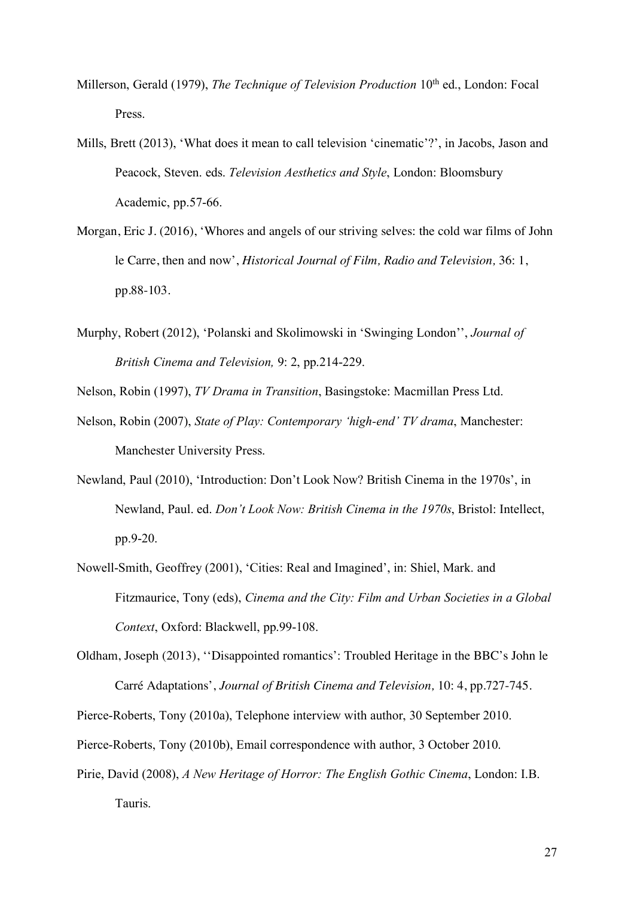Millerson, Gerald (1979), *The Technique of Television Production* 10th ed., London: Focal Press.

Mills, Brett (2013), 'What does it mean to call television 'cinematic'?', in Jacobs, Jason and Peacock, Steven. eds. *Television Aesthetics and Style*, London: Bloomsbury Academic, pp.57-66.

Morgan, Eric J. (2016), 'Whores and angels of our striving selves: the cold war films of John le Carre, then and now', *Historical Journal of Film, Radio and Television,* 36: 1, pp.88-103.

Murphy, Robert (2012), 'Polanski and Skolimowski in 'Swinging London'', *Journal of British Cinema and Television,* 9: 2, pp.214-229.

Nelson, Robin (1997), *TV Drama in Transition*, Basingstoke: Macmillan Press Ltd.

Nelson, Robin (2007), *State of Play: Contemporary 'high-end' TV drama*, Manchester: Manchester University Press.

Newland, Paul (2010), 'Introduction: Don't Look Now? British Cinema in the 1970s', in Newland, Paul. ed. *Don't Look Now: British Cinema in the 1970s*, Bristol: Intellect, pp.9-20.

Nowell-Smith, Geoffrey (2001), 'Cities: Real and Imagined', in: Shiel, Mark. and Fitzmaurice, Tony (eds), *Cinema and the City: Film and Urban Societies in a Global Context*, Oxford: Blackwell, pp.99-108.

Oldham, Joseph (2013), ''Disappointed romantics': Troubled Heritage in the BBC's John le Carré Adaptations', *Journal of British Cinema and Television,* 10: 4, pp.727-745.

Pierce-Roberts, Tony (2010a), Telephone interview with author, 30 September 2010.

Pierce-Roberts, Tony (2010b), Email correspondence with author, 3 October 2010.

Pirie, David (2008), *A New Heritage of Horror: The English Gothic Cinema*, London: I.B. Tauris.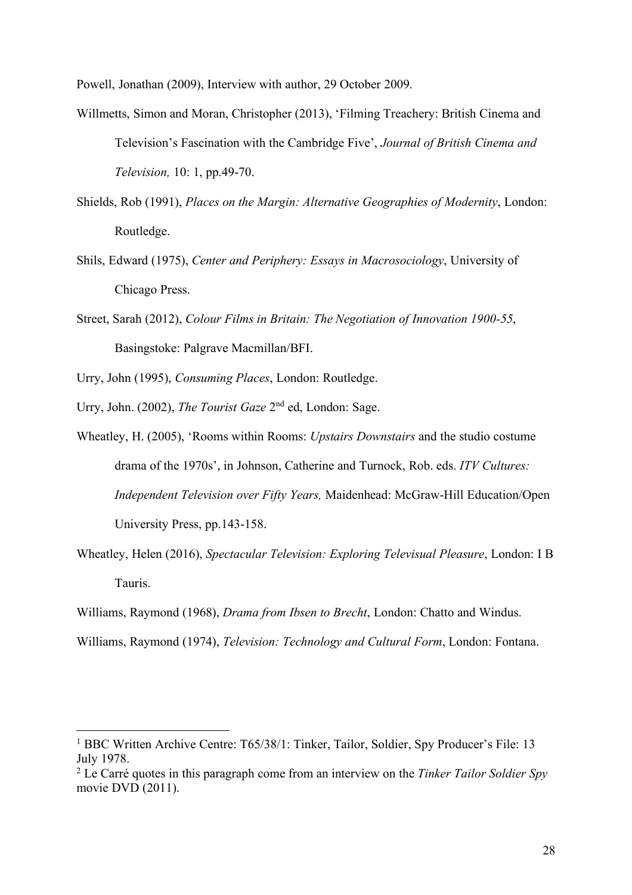Powell, Jonathan (2009), Interview with author, 29 October 2009.

Willmetts, Simon and Moran, Christopher (2013), 'Filming Treachery: British Cinema and Television's Fascination with the Cambridge Five', *Journal of British Cinema and Television,* 10: 1, pp.49-70.

Shields, Rob (1991), *Places on the Margin: Alternative Geographies of Modernity*, London: Routledge.

Shils, Edward (1975), *Center and Periphery: Essays in Macrosociology*, University of Chicago Press.

Street, Sarah (2012), *Colour Films in Britain: The Negotiation of Innovation 1900-55*, Basingstoke: Palgrave Macmillan/BFI.

Urry, John (1995), *Consuming Places*, London: Routledge.

Urry, John. (2002), *The Tourist Gaze* 2nd ed, London: Sage.

Wheatley, H. (2005), 'Rooms within Rooms: *Upstairs Downstairs* and the studio costume drama of the 1970s', in Johnson, Catherine and Turnock, Rob. eds. *ITV Cultures: Independent Television over Fifty Years,* Maidenhead: McGraw-Hill Education/Open University Press, pp.143-158.

Wheatley, Helen (2016), *Spectacular Television: Exploring Televisual Pleasure*, London: I B Tauris.

Williams, Raymond (1968), *Drama from Ibsen to Brecht*, London: Chatto and Windus.

Williams, Raymond (1974), *Television: Technology and Cultural Form*, London: Fontana.

---

[1] BBC Written Archive Centre: T65/38/1: Tinker, Tailor, Soldier, Spy Producer's File: 13 July 1978.

[2] Le Carré quotes in this paragraph come from an interview on the *Tinker Tailor Soldier Spy* movie DVD (2011).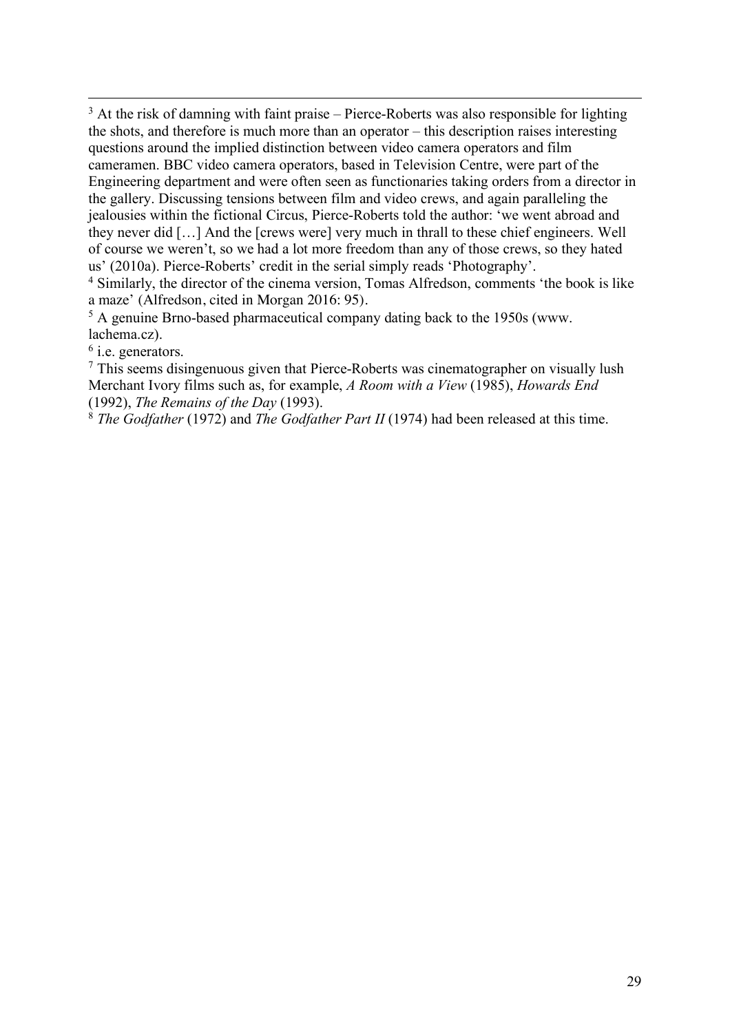[3] At the risk of damning with faint praise – Pierce-Roberts was also responsible for lighting the shots, and therefore is much more than an operator – this description raises interesting questions around the implied distinction between video camera operators and film cameramen. BBC video camera operators, based in Television Centre, were part of the Engineering department and were often seen as functionaries taking orders from a director in the gallery. Discussing tensions between film and video crews, and again paralleling the jealousies within the fictional Circus, Pierce-Roberts told the author: 'we went abroad and they never did […] And the [crews were] very much in thrall to these chief engineers. Well of course we weren't, so we had a lot more freedom than any of those crews, so they hated us' (2010a). Pierce-Roberts' credit in the serial simply reads 'Photography'.

[4] Similarly, the director of the cinema version, Tomas Alfredson, comments 'the book is like a maze' (Alfredson, cited in Morgan 2016: 95).

[5] A genuine Brno-based pharmaceutical company dating back to the 1950s (www.lachema.cz).

[6] i.e. generators.

[7] This seems disingenuous given that Pierce-Roberts was cinematographer on visually lush Merchant Ivory films such as, for example, *A Room with a View* (1985), *Howards End* (1992), *The Remains of the Day* (1993).

[8] *The Godfather* (1972) and *The Godfather Part II* (1974) had been released at this time.